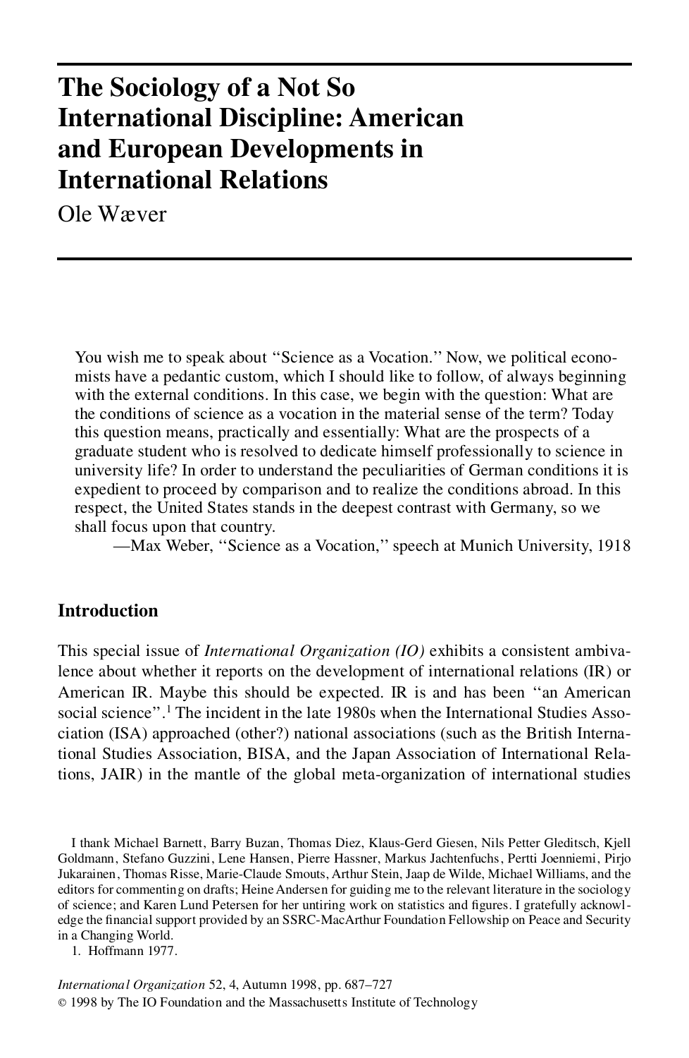# The Sociology of a Not So International Discipline: American and European Developments in International Relations

Ole Wæver

> You wish me to speak about "Science as a Vocation." Now, we political economists have a pedantic custom, which I should like to follow, of always beginning with the external conditions. In this case, we begin with the question: What are the conditions of science as a vocation in the material sense of the term? Today this question means, practically and essentially: What are the prospects of a graduate student who is resolved to dedicate himself professionally to science in university life? In order to understand the peculiarities of German conditions it is expedient to proceed by comparison and to realize the conditions abroad. In this respect, the United States stands in the deepest contrast with Germany, so we shall focus upon that country.
>
> —Max Weber, "Science as a Vocation," speech at Munich University, 1918

## Introduction

This special issue of *International Organization (IO)* exhibits a consistent ambivalence about whether it reports on the development of international relations (IR) or American IR. Maybe this should be expected. IR is and has been "an American social science".[1] The incident in the late 1980s when the International Studies Association (ISA) approached (other?) national associations (such as the British International Studies Association, BISA, and the Japan Association of International Relations, JAIR) in the mantle of the global meta-organization of international studies

I thank Michael Barnett, Barry Buzan, Thomas Diez, Klaus-Gerd Giesen, Nils Petter Gleditsch, Kjell Goldmann, Stefano Guzzini, Lene Hansen, Pierre Hassner, Markus Jachtenfuchs, Pertti Joenniemi, Pirjo Jukarainen, Thomas Risse, Marie-Claude Smouts, Arthur Stein, Jaap de Wilde, Michael Williams, and the editors for commenting on drafts; Heine Andersen for guiding me to the relevant literature in the sociology of science; and Karen Lund Petersen for her untiring work on statistics and figures. I gratefully acknowledge the financial support provided by an SSRC-MacArthur Foundation Fellowship on Peace and Security in a Changing World.

1. Hoffmann 1977.

*International Organization* 52, 4, Autumn 1998, pp. 687–727
© 1998 by The IO Foundation and the Massachusetts Institute of Technology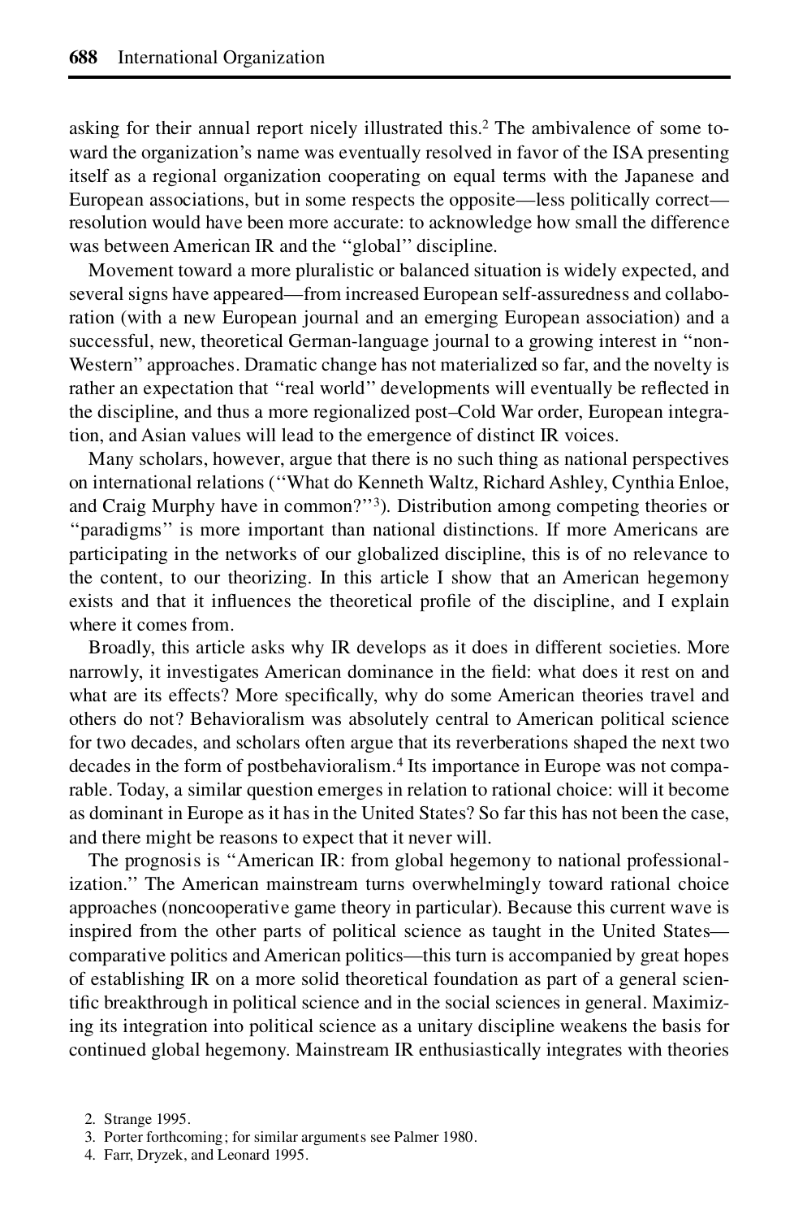asking for their annual report nicely illustrated this.[2] The ambivalence of some toward the organization's name was eventually resolved in favor of the ISA presenting itself as a regional organization cooperating on equal terms with the Japanese and European associations, but in some respects the opposite—less politically correct—resolution would have been more accurate: to acknowledge how small the difference was between American IR and the "global" discipline.

Movement toward a more pluralistic or balanced situation is widely expected, and several signs have appeared—from increased European self-assuredness and collaboration (with a new European journal and an emerging European association) and a successful, new, theoretical German-language journal to a growing interest in "non-Western" approaches. Dramatic change has not materialized so far, and the novelty is rather an expectation that "real world" developments will eventually be reflected in the discipline, and thus a more regionalized post–Cold War order, European integration, and Asian values will lead to the emergence of distinct IR voices.

Many scholars, however, argue that there is no such thing as national perspectives on international relations ("What do Kenneth Waltz, Richard Ashley, Cynthia Enloe, and Craig Murphy have in common?"[3]). Distribution among competing theories or "paradigms" is more important than national distinctions. If more Americans are participating in the networks of our globalized discipline, this is of no relevance to the content, to our theorizing. In this article I show that an American hegemony exists and that it influences the theoretical profile of the discipline, and I explain where it comes from.

Broadly, this article asks why IR develops as it does in different societies. More narrowly, it investigates American dominance in the field: what does it rest on and what are its effects? More specifically, why do some American theories travel and others do not? Behavioralism was absolutely central to American political science for two decades, and scholars often argue that its reverberations shaped the next two decades in the form of postbehavioralism.[4] Its importance in Europe was not comparable. Today, a similar question emerges in relation to rational choice: will it become as dominant in Europe as it has in the United States? So far this has not been the case, and there might be reasons to expect that it never will.

The prognosis is "American IR: from global hegemony to national professionalization." The American mainstream turns overwhelmingly toward rational choice approaches (noncooperative game theory in particular). Because this current wave is inspired from the other parts of political science as taught in the United States—comparative politics and American politics—this turn is accompanied by great hopes of establishing IR on a more solid theoretical foundation as part of a general scientific breakthrough in political science and in the social sciences in general. Maximizing its integration into political science as a unitary discipline weakens the basis for continued global hegemony. Mainstream IR enthusiastically integrates with theories

2. Strange 1995.
3. Porter forthcoming; for similar arguments see Palmer 1980.
4. Farr, Dryzek, and Leonard 1995.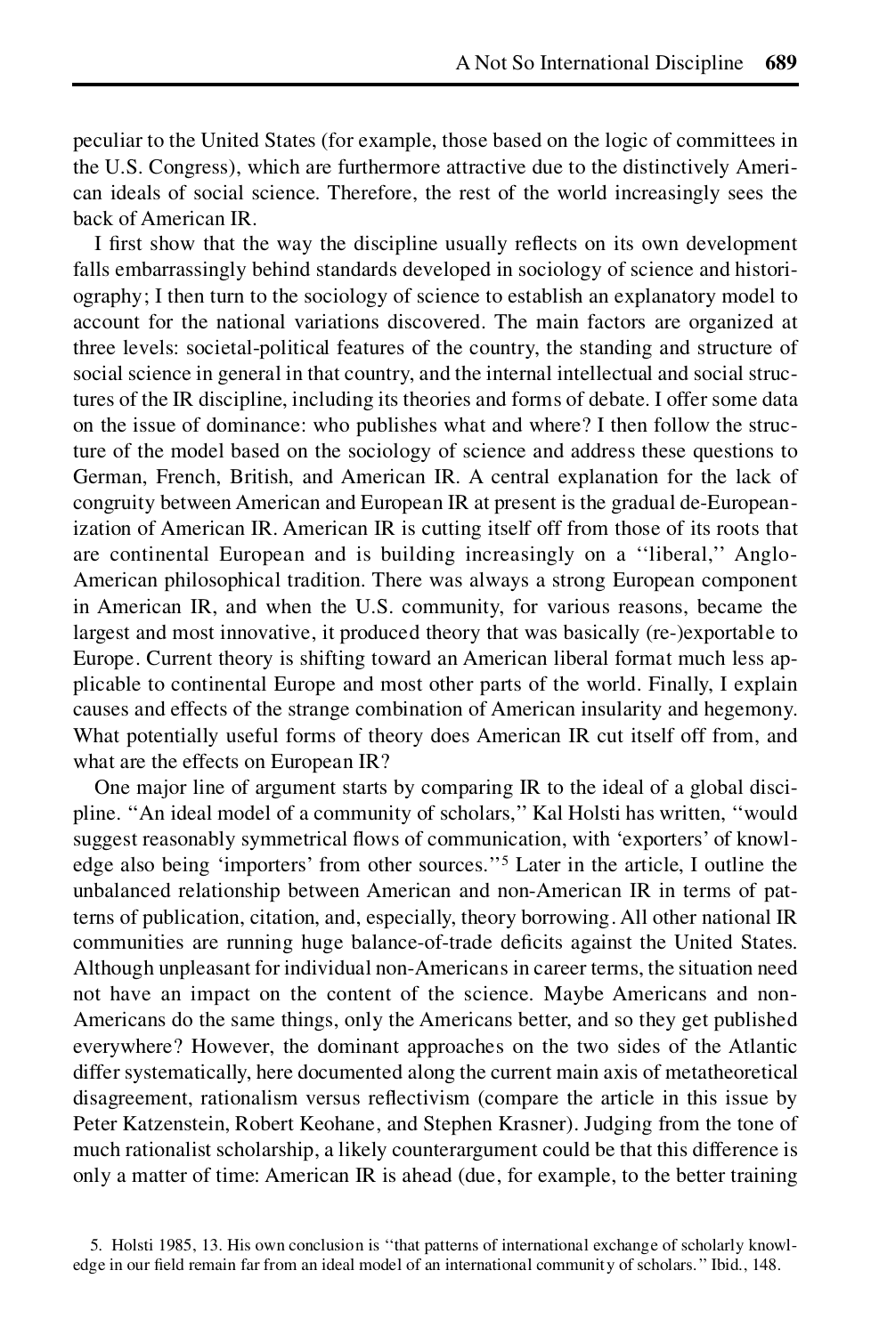peculiar to the United States (for example, those based on the logic of committees in the U.S. Congress), which are furthermore attractive due to the distinctively American ideals of social science. Therefore, the rest of the world increasingly sees the back of American IR.

I first show that the way the discipline usually reflects on its own development falls embarrassingly behind standards developed in sociology of science and historiography; I then turn to the sociology of science to establish an explanatory model to account for the national variations discovered. The main factors are organized at three levels: societal-political features of the country, the standing and structure of social science in general in that country, and the internal intellectual and social structures of the IR discipline, including its theories and forms of debate. I offer some data on the issue of dominance: who publishes what and where? I then follow the structure of the model based on the sociology of science and address these questions to German, French, British, and American IR. A central explanation for the lack of congruity between American and European IR at present is the gradual de-Europeanization of American IR. American IR is cutting itself off from those of its roots that are continental European and is building increasingly on a ''liberal,'' Anglo-American philosophical tradition. There was always a strong European component in American IR, and when the U.S. community, for various reasons, became the largest and most innovative, it produced theory that was basically (re-)exportable to Europe. Current theory is shifting toward an American liberal format much less applicable to continental Europe and most other parts of the world. Finally, I explain causes and effects of the strange combination of American insularity and hegemony. What potentially useful forms of theory does American IR cut itself off from, and what are the effects on European IR?

One major line of argument starts by comparing IR to the ideal of a global discipline. ''An ideal model of a community of scholars,'' Kal Holsti has written, ''would suggest reasonably symmetrical flows of communication, with 'exporters' of knowledge also being 'importers' from other sources.''[5] Later in the article, I outline the unbalanced relationship between American and non-American IR in terms of patterns of publication, citation, and, especially, theory borrowing. All other national IR communities are running huge balance-of-trade deficits against the United States. Although unpleasant for individual non-Americans in career terms, the situation need not have an impact on the content of the science. Maybe Americans and non-Americans do the same things, only the Americans better, and so they get published everywhere? However, the dominant approaches on the two sides of the Atlantic differ systematically, here documented along the current main axis of metatheoretical disagreement, rationalism versus reflectivism (compare the article in this issue by Peter Katzenstein, Robert Keohane, and Stephen Krasner). Judging from the tone of much rationalist scholarship, a likely counterargument could be that this difference is only a matter of time: American IR is ahead (due, for example, to the better training

5. Holsti 1985, 13. His own conclusion is ''that patterns of international exchange of scholarly knowledge in our field remain far from an ideal model of an international community of scholars.'' Ibid., 148.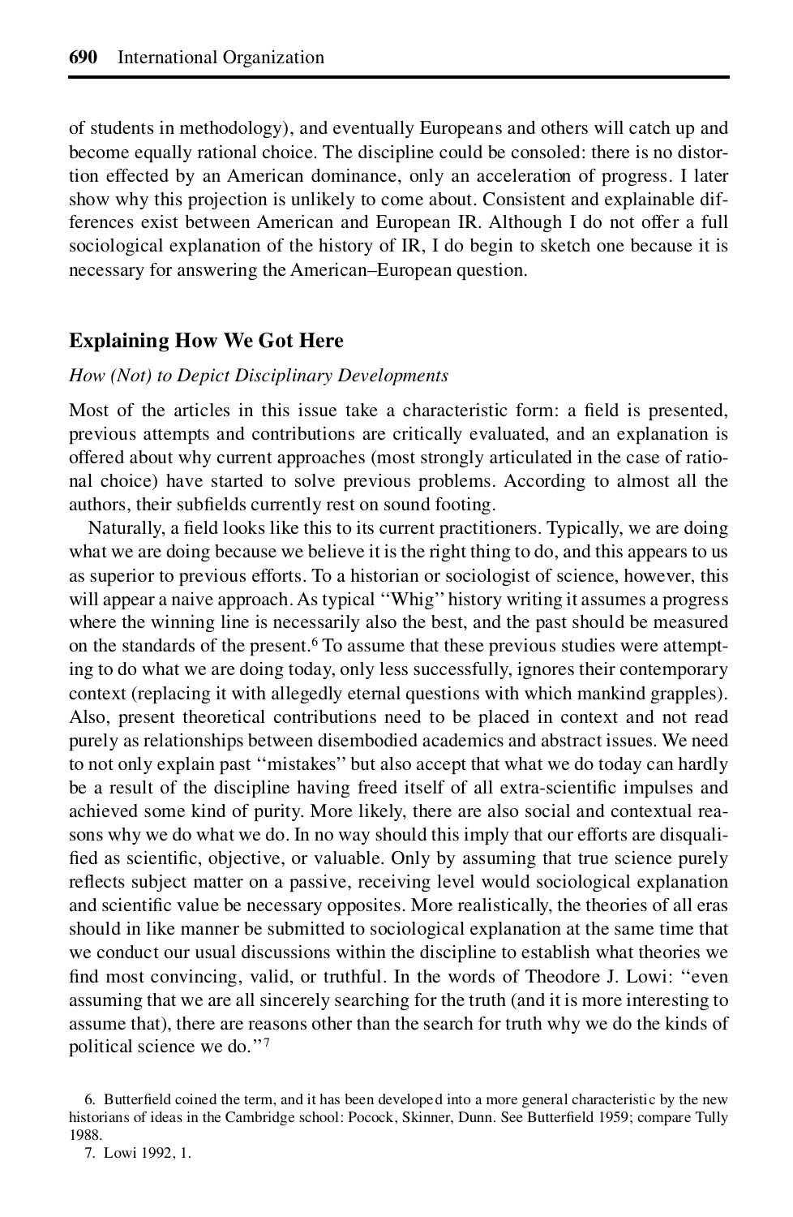of students in methodology), and eventually Europeans and others will catch up and become equally rational choice. The discipline could be consoled: there is no distortion effected by an American dominance, only an acceleration of progress. I later show why this projection is unlikely to come about. Consistent and explainable differences exist between American and European IR. Although I do not offer a full sociological explanation of the history of IR, I do begin to sketch one because it is necessary for answering the American–European question.

## Explaining How We Got Here

### *How (Not) to Depict Disciplinary Developments*

Most of the articles in this issue take a characteristic form: a field is presented, previous attempts and contributions are critically evaluated, and an explanation is offered about why current approaches (most strongly articulated in the case of rational choice) have started to solve previous problems. According to almost all the authors, their subfields currently rest on sound footing.

Naturally, a field looks like this to its current practitioners. Typically, we are doing what we are doing because we believe it is the right thing to do, and this appears to us as superior to previous efforts. To a historian or sociologist of science, however, this will appear a naive approach. As typical "Whig" history writing it assumes a progress where the winning line is necessarily also the best, and the past should be measured on the standards of the present.[6] To assume that these previous studies were attempting to do what we are doing today, only less successfully, ignores their contemporary context (replacing it with allegedly eternal questions with which mankind grapples). Also, present theoretical contributions need to be placed in context and not read purely as relationships between disembodied academics and abstract issues. We need to not only explain past "mistakes" but also accept that what we do today can hardly be a result of the discipline having freed itself of all extra-scientific impulses and achieved some kind of purity. More likely, there are also social and contextual reasons why we do what we do. In no way should this imply that our efforts are disqualified as scientific, objective, or valuable. Only by assuming that true science purely reflects subject matter on a passive, receiving level would sociological explanation and scientific value be necessary opposites. More realistically, the theories of all eras should in like manner be submitted to sociological explanation at the same time that we conduct our usual discussions within the discipline to establish what theories we find most convincing, valid, or truthful. In the words of Theodore J. Lowi: "even assuming that we are all sincerely searching for the truth (and it is more interesting to assume that), there are reasons other than the search for truth why we do the kinds of political science we do."[7]

6. Butterfield coined the term, and it has been developed into a more general characteristic by the new historians of ideas in the Cambridge school: Pocock, Skinner, Dunn. See Butterfield 1959; compare Tully 1988.

7. Lowi 1992, 1.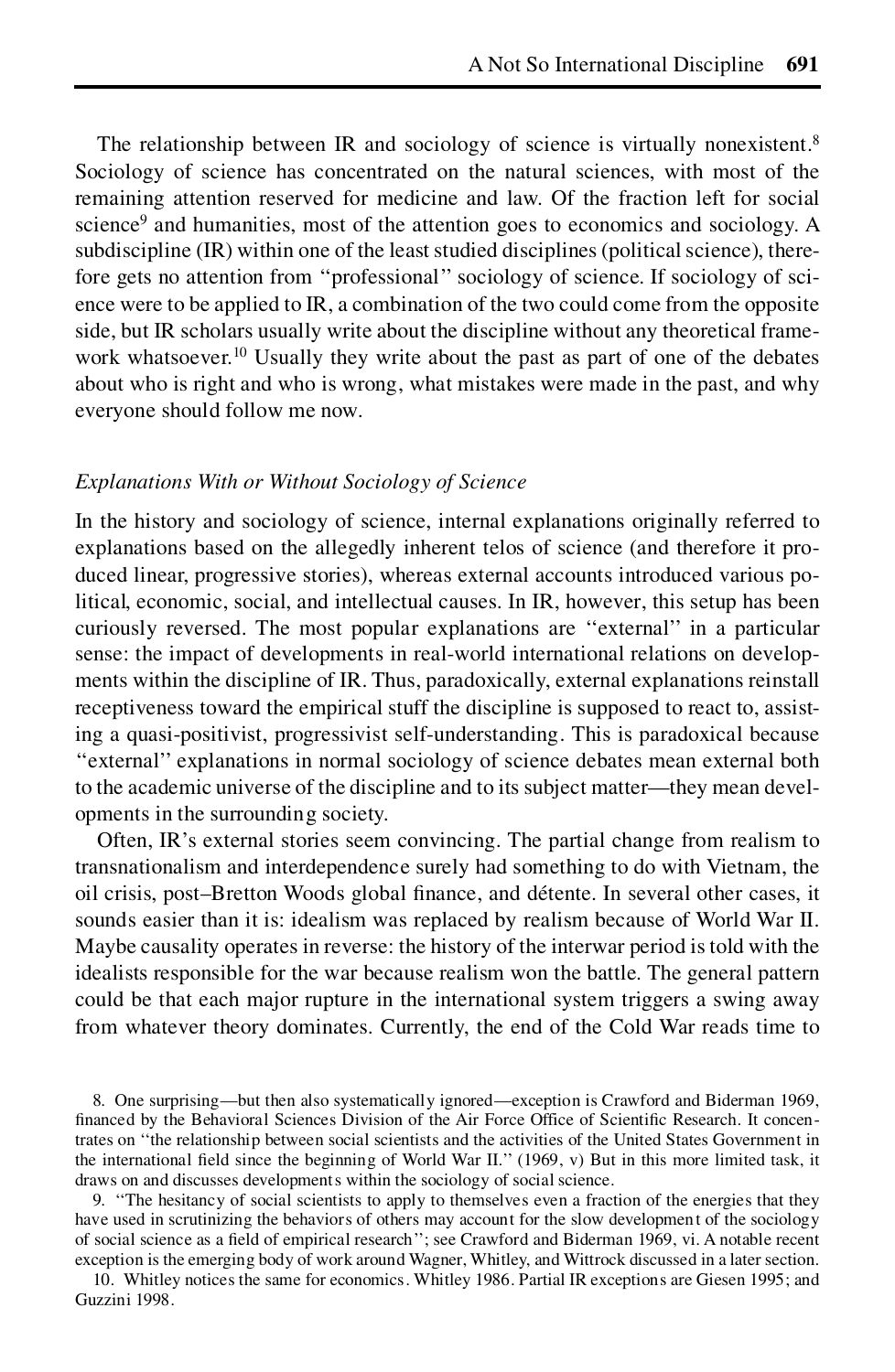The relationship between IR and sociology of science is virtually nonexistent.[8] Sociology of science has concentrated on the natural sciences, with most of the remaining attention reserved for medicine and law. Of the fraction left for social science[9] and humanities, most of the attention goes to economics and sociology. A subdiscipline (IR) within one of the least studied disciplines (political science), therefore gets no attention from "professional" sociology of science. If sociology of science were to be applied to IR, a combination of the two could come from the opposite side, but IR scholars usually write about the discipline without any theoretical framework whatsoever.[10] Usually they write about the past as part of one of the debates about who is right and who is wrong, what mistakes were made in the past, and why everyone should follow me now.

### *Explanations With or Without Sociology of Science*

In the history and sociology of science, internal explanations originally referred to explanations based on the allegedly inherent telos of science (and therefore it produced linear, progressive stories), whereas external accounts introduced various political, economic, social, and intellectual causes. In IR, however, this setup has been curiously reversed. The most popular explanations are "external" in a particular sense: the impact of developments in real-world international relations on developments within the discipline of IR. Thus, paradoxically, external explanations reinstall receptiveness toward the empirical stuff the discipline is supposed to react to, assisting a quasi-positivist, progressivist self-understanding. This is paradoxical because "external" explanations in normal sociology of science debates mean external both to the academic universe of the discipline and to its subject matter—they mean developments in the surrounding society.

Often, IR's external stories seem convincing. The partial change from realism to transnationalism and interdependence surely had something to do with Vietnam, the oil crisis, post–Bretton Woods global finance, and détente. In several other cases, it sounds easier than it is: idealism was replaced by realism because of World War II. Maybe causality operates in reverse: the history of the interwar period is told with the idealists responsible for the war because realism won the battle. The general pattern could be that each major rupture in the international system triggers a swing away from whatever theory dominates. Currently, the end of the Cold War reads time to

8. One surprising—but then also systematically ignored—exception is Crawford and Biderman 1969, financed by the Behavioral Sciences Division of the Air Force Office of Scientific Research. It concentrates on "the relationship between social scientists and the activities of the United States Government in the international field since the beginning of World War II." (1969, v) But in this more limited task, it draws on and discusses developments within the sociology of social science.

9. "The hesitancy of social scientists to apply to themselves even a fraction of the energies that they have used in scrutinizing the behaviors of others may account for the slow development of the sociology of social science as a field of empirical research"; see Crawford and Biderman 1969, vi. A notable recent exception is the emerging body of work around Wagner, Whitley, and Wittrock discussed in a later section.

10. Whitley notices the same for economics. Whitley 1986. Partial IR exceptions are Giesen 1995; and Guzzini 1998.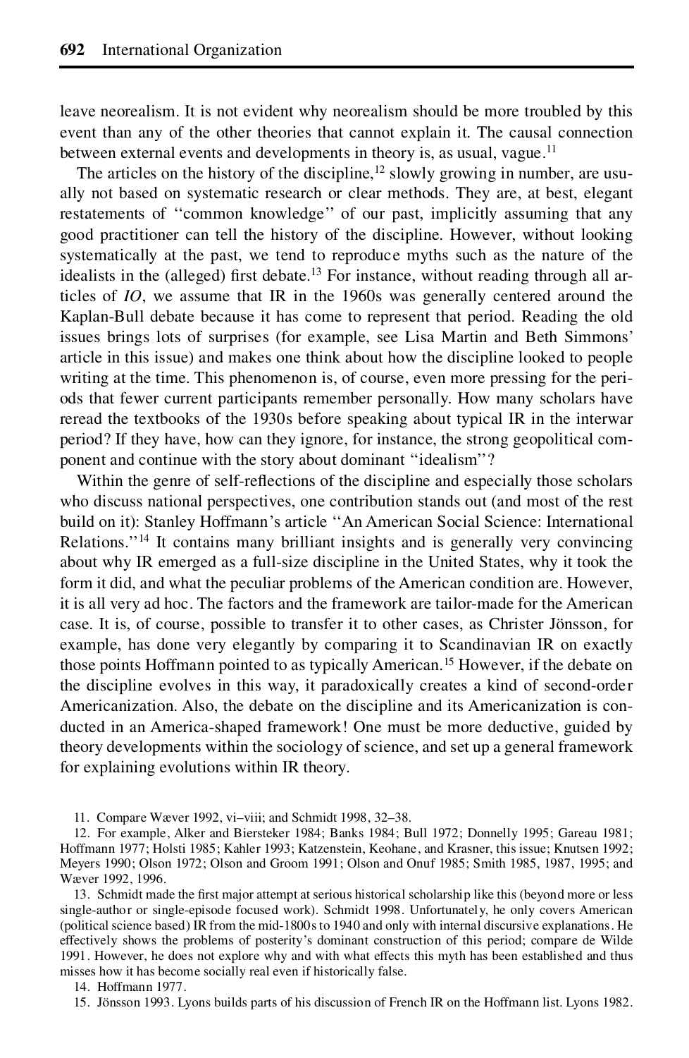leave neorealism. It is not evident why neorealism should be more troubled by this event than any of the other theories that cannot explain it. The causal connection between external events and developments in theory is, as usual, vague.[11]

The articles on the history of the discipline,[12] slowly growing in number, are usually not based on systematic research or clear methods. They are, at best, elegant restatements of "common knowledge" of our past, implicitly assuming that any good practitioner can tell the history of the discipline. However, without looking systematically at the past, we tend to reproduce myths such as the nature of the idealists in the (alleged) first debate.[13] For instance, without reading through all articles of *IO*, we assume that IR in the 1960s was generally centered around the Kaplan-Bull debate because it has come to represent that period. Reading the old issues brings lots of surprises (for example, see Lisa Martin and Beth Simmons' article in this issue) and makes one think about how the discipline looked to people writing at the time. This phenomenon is, of course, even more pressing for the periods that fewer current participants remember personally. How many scholars have reread the textbooks of the 1930s before speaking about typical IR in the interwar period? If they have, how can they ignore, for instance, the strong geopolitical component and continue with the story about dominant "idealism"?

Within the genre of self-reflections of the discipline and especially those scholars who discuss national perspectives, one contribution stands out (and most of the rest build on it): Stanley Hoffmann's article "An American Social Science: International Relations."[14] It contains many brilliant insights and is generally very convincing about why IR emerged as a full-size discipline in the United States, why it took the form it did, and what the peculiar problems of the American condition are. However, it is all very ad hoc. The factors and the framework are tailor-made for the American case. It is, of course, possible to transfer it to other cases, as Christer Jönsson, for example, has done very elegantly by comparing it to Scandinavian IR on exactly those points Hoffmann pointed to as typically American.[15] However, if the debate on the discipline evolves in this way, it paradoxically creates a kind of second-order Americanization. Also, the debate on the discipline and its Americanization is conducted in an America-shaped framework! One must be more deductive, guided by theory developments within the sociology of science, and set up a general framework for explaining evolutions within IR theory.

11. Compare Wæver 1992, vi–viii; and Schmidt 1998, 32–38.

12. For example, Alker and Biersteker 1984; Banks 1984; Bull 1972; Donnelly 1995; Gareau 1981; Hoffmann 1977; Holsti 1985; Kahler 1993; Katzenstein, Keohane, and Krasner, this issue; Knutsen 1992; Meyers 1990; Olson 1972; Olson and Groom 1991; Olson and Onuf 1985; Smith 1985, 1987, 1995; and Wæver 1992, 1996.

13. Schmidt made the first major attempt at serious historical scholarship like this (beyond more or less single-author or single-episode focused work). Schmidt 1998. Unfortunately, he only covers American (political science based) IR from the mid-1800s to 1940 and only with internal discursive explanations. He effectively shows the problems of posterity's dominant construction of this period; compare de Wilde 1991. However, he does not explore why and with what effects this myth has been established and thus misses how it has become socially real even if historically false.

14. Hoffmann 1977.

15. Jönsson 1993. Lyons builds parts of his discussion of French IR on the Hoffmann list. Lyons 1982.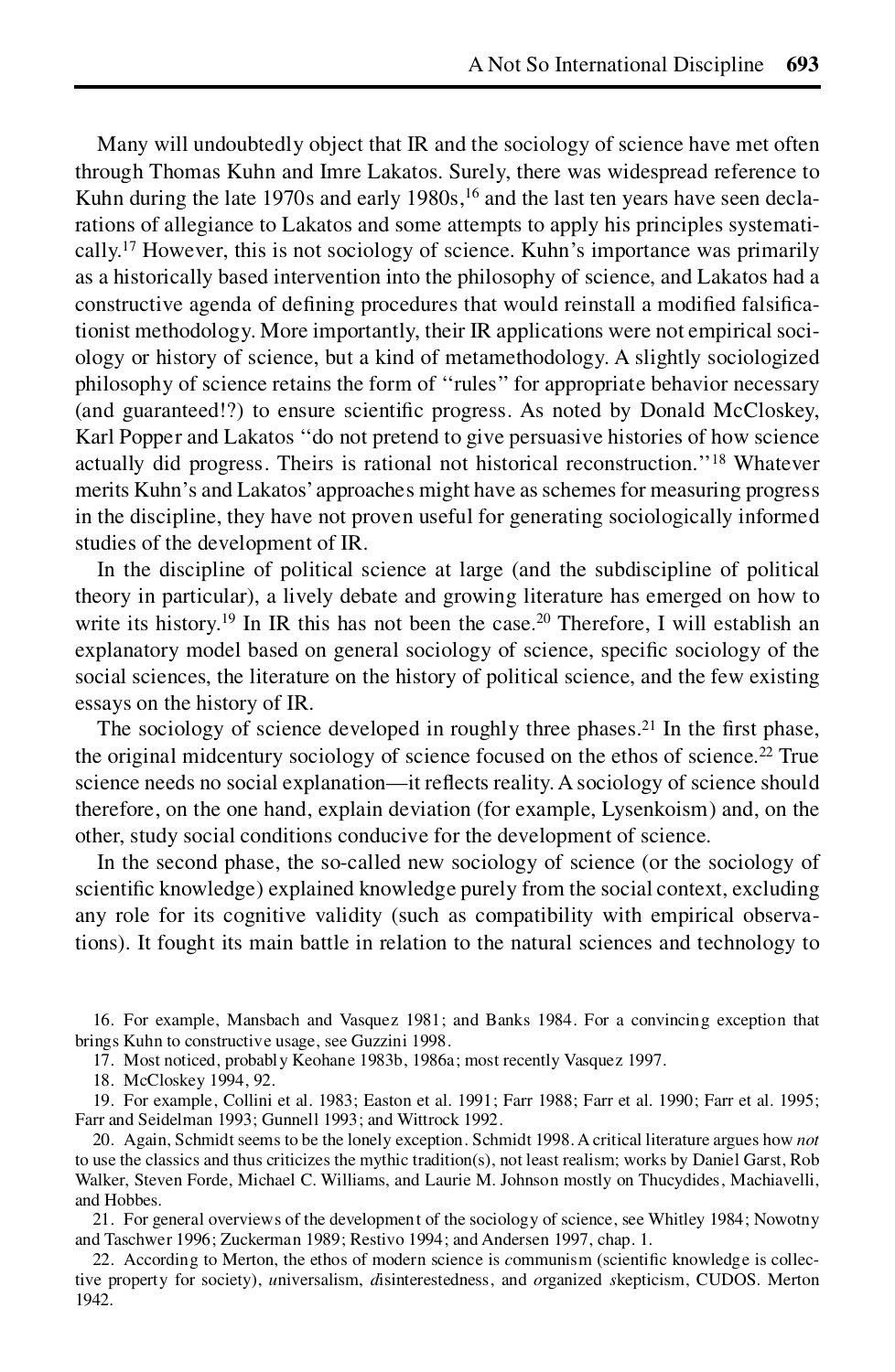Many will undoubtedly object that IR and the sociology of science have met often through Thomas Kuhn and Imre Lakatos. Surely, there was widespread reference to Kuhn during the late 1970s and early 1980s,[16] and the last ten years have seen declarations of allegiance to Lakatos and some attempts to apply his principles systematically.[17] However, this is not sociology of science. Kuhn's importance was primarily as a historically based intervention into the philosophy of science, and Lakatos had a constructive agenda of defining procedures that would reinstall a modified falsificationist methodology. More importantly, their IR applications were not empirical sociology or history of science, but a kind of metamethodology. A slightly sociologized philosophy of science retains the form of "rules" for appropriate behavior necessary (and guaranteed!?) to ensure scientific progress. As noted by Donald McCloskey, Karl Popper and Lakatos "do not pretend to give persuasive histories of how science actually did progress. Theirs is rational not historical reconstruction."[18] Whatever merits Kuhn's and Lakatos' approaches might have as schemes for measuring progress in the discipline, they have not proven useful for generating sociologically informed studies of the development of IR.

In the discipline of political science at large (and the subdiscipline of political theory in particular), a lively debate and growing literature has emerged on how to write its history.[19] In IR this has not been the case.[20] Therefore, I will establish an explanatory model based on general sociology of science, specific sociology of the social sciences, the literature on the history of political science, and the few existing essays on the history of IR.

The sociology of science developed in roughly three phases.[21] In the first phase, the original midcentury sociology of science focused on the ethos of science.[22] True science needs no social explanation—it reflects reality. A sociology of science should therefore, on the one hand, explain deviation (for example, Lysenkoism) and, on the other, study social conditions conducive for the development of science.

In the second phase, the so-called new sociology of science (or the sociology of scientific knowledge) explained knowledge purely from the social context, excluding any role for its cognitive validity (such as compatibility with empirical observations). It fought its main battle in relation to the natural sciences and technology to

16. For example, Mansbach and Vasquez 1981; and Banks 1984. For a convincing exception that brings Kuhn to constructive usage, see Guzzini 1998.

17. Most noticed, probably Keohane 1983b, 1986a; most recently Vasquez 1997.

18. McCloskey 1994, 92.

19. For example, Collini et al. 1983; Easton et al. 1991; Farr 1988; Farr et al. 1990; Farr et al. 1995; Farr and Seidelman 1993; Gunnell 1993; and Wittrock 1992.

20. Again, Schmidt seems to be the lonely exception. Schmidt 1998. A critical literature argues how *not* to use the classics and thus criticizes the mythic tradition(s), not least realism; works by Daniel Garst, Rob Walker, Steven Forde, Michael C. Williams, and Laurie M. Johnson mostly on Thucydides, Machiavelli, and Hobbes.

21. For general overviews of the development of the sociology of science, see Whitley 1984; Nowotny and Taschwer 1996; Zuckerman 1989; Restivo 1994; and Andersen 1997, chap. 1.

22. According to Merton, the ethos of modern science is *c*ommunism (scientific knowledge is collective property for society), *u*niversalism, *d*isinterestedness, and *o*rganized *s*kepticism, CUDOS. Merton 1942.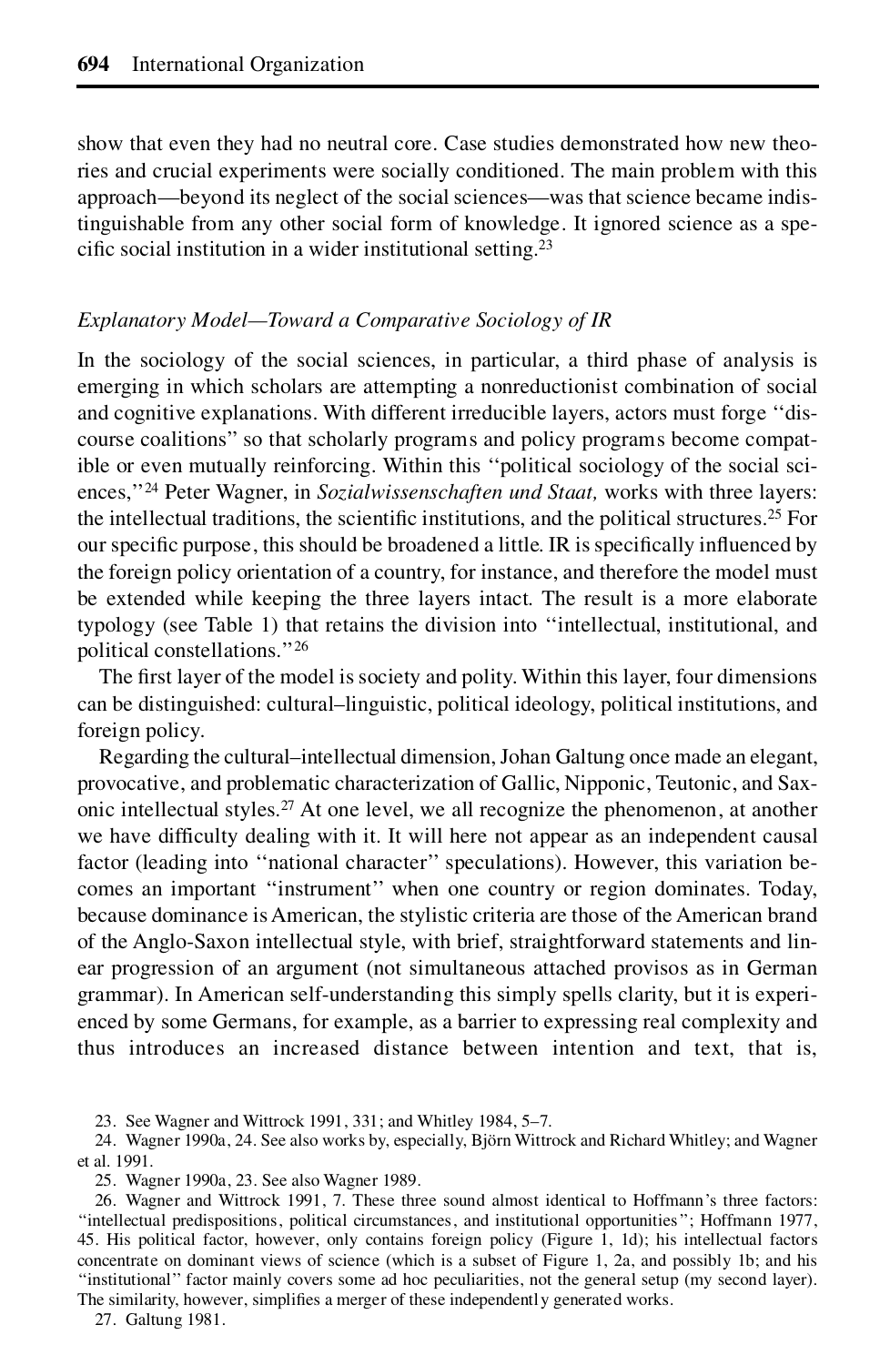show that even they had no neutral core. Case studies demonstrated how new theories and crucial experiments were socially conditioned. The main problem with this approach—beyond its neglect of the social sciences—was that science became indistinguishable from any other social form of knowledge. It ignored science as a specific social institution in a wider institutional setting.[23]

### *Explanatory Model—Toward a Comparative Sociology of IR*

In the sociology of the social sciences, in particular, a third phase of analysis is emerging in which scholars are attempting a nonreductionist combination of social and cognitive explanations. With different irreducible layers, actors must forge "discourse coalitions" so that scholarly programs and policy programs become compatible or even mutually reinforcing. Within this "political sociology of the social sciences,"[24] Peter Wagner, in *Sozialwissenschaften und Staat,* works with three layers: the intellectual traditions, the scientific institutions, and the political structures.[25] For our specific purpose, this should be broadened a little. IR is specifically influenced by the foreign policy orientation of a country, for instance, and therefore the model must be extended while keeping the three layers intact. The result is a more elaborate typology (see Table 1) that retains the division into "intellectual, institutional, and political constellations."[26]

The first layer of the model is society and polity. Within this layer, four dimensions can be distinguished: cultural–linguistic, political ideology, political institutions, and foreign policy.

Regarding the cultural–intellectual dimension, Johan Galtung once made an elegant, provocative, and problematic characterization of Gallic, Nipponic, Teutonic, and Saxonic intellectual styles.[27] At one level, we all recognize the phenomenon, at another we have difficulty dealing with it. It will here not appear as an independent causal factor (leading into "national character" speculations). However, this variation becomes an important "instrument" when one country or region dominates. Today, because dominance is American, the stylistic criteria are those of the American brand of the Anglo-Saxon intellectual style, with brief, straightforward statements and linear progression of an argument (not simultaneous attached provisos as in German grammar). In American self-understanding this simply spells clarity, but it is experienced by some Germans, for example, as a barrier to expressing real complexity and thus introduces an increased distance between intention and text, that is,

---

23. See Wagner and Wittrock 1991, 331; and Whitley 1984, 5–7.

24. Wagner 1990a, 24. See also works by, especially, Björn Wittrock and Richard Whitley; and Wagner et al. 1991.

25. Wagner 1990a, 23. See also Wagner 1989.

26. Wagner and Wittrock 1991, 7. These three sound almost identical to Hoffmann's three factors: "intellectual predispositions, political circumstances, and institutional opportunities"; Hoffmann 1977, 45. His political factor, however, only contains foreign policy (Figure 1, 1d); his intellectual factors concentrate on dominant views of science (which is a subset of Figure 1, 2a, and possibly 1b; and his "institutional" factor mainly covers some ad hoc peculiarities, not the general setup (my second layer). The similarity, however, simplifies a merger of these independently generated works.

27. Galtung 1981.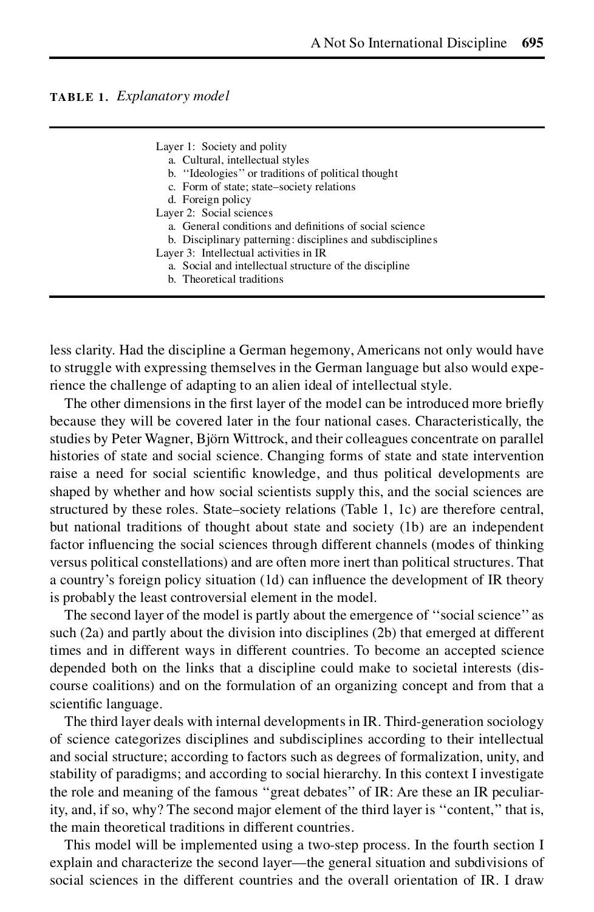**TABLE 1.** *Explanatory model*

| |
|---|
| Layer 1: Society and polity |
| a. Cultural, intellectual styles |
| b. "Ideologies" or traditions of political thought |
| c. Form of state; state–society relations |
| d. Foreign policy |
| Layer 2: Social sciences |
| a. General conditions and definitions of social science |
| b. Disciplinary patterning: disciplines and subdisciplines |
| Layer 3: Intellectual activities in IR |
| a. Social and intellectual structure of the discipline |
| b. Theoretical traditions |

less clarity. Had the discipline a German hegemony, Americans not only would have to struggle with expressing themselves in the German language but also would experience the challenge of adapting to an alien ideal of intellectual style.

The other dimensions in the first layer of the model can be introduced more briefly because they will be covered later in the four national cases. Characteristically, the studies by Peter Wagner, Björn Wittrock, and their colleagues concentrate on parallel histories of state and social science. Changing forms of state and state intervention raise a need for social scientific knowledge, and thus political developments are shaped by whether and how social scientists supply this, and the social sciences are structured by these roles. State–society relations (Table 1, 1c) are therefore central, but national traditions of thought about state and society (1b) are an independent factor influencing the social sciences through different channels (modes of thinking versus political constellations) and are often more inert than political structures. That a country's foreign policy situation (1d) can influence the development of IR theory is probably the least controversial element in the model.

The second layer of the model is partly about the emergence of "social science" as such (2a) and partly about the division into disciplines (2b) that emerged at different times and in different ways in different countries. To become an accepted science depended both on the links that a discipline could make to societal interests (discourse coalitions) and on the formulation of an organizing concept and from that a scientific language.

The third layer deals with internal developments in IR. Third-generation sociology of science categorizes disciplines and subdisciplines according to their intellectual and social structure; according to factors such as degrees of formalization, unity, and stability of paradigms; and according to social hierarchy. In this context I investigate the role and meaning of the famous "great debates" of IR: Are these an IR peculiarity, and, if so, why? The second major element of the third layer is "content," that is, the main theoretical traditions in different countries.

This model will be implemented using a two-step process. In the fourth section I explain and characterize the second layer—the general situation and subdivisions of social sciences in the different countries and the overall orientation of IR. I draw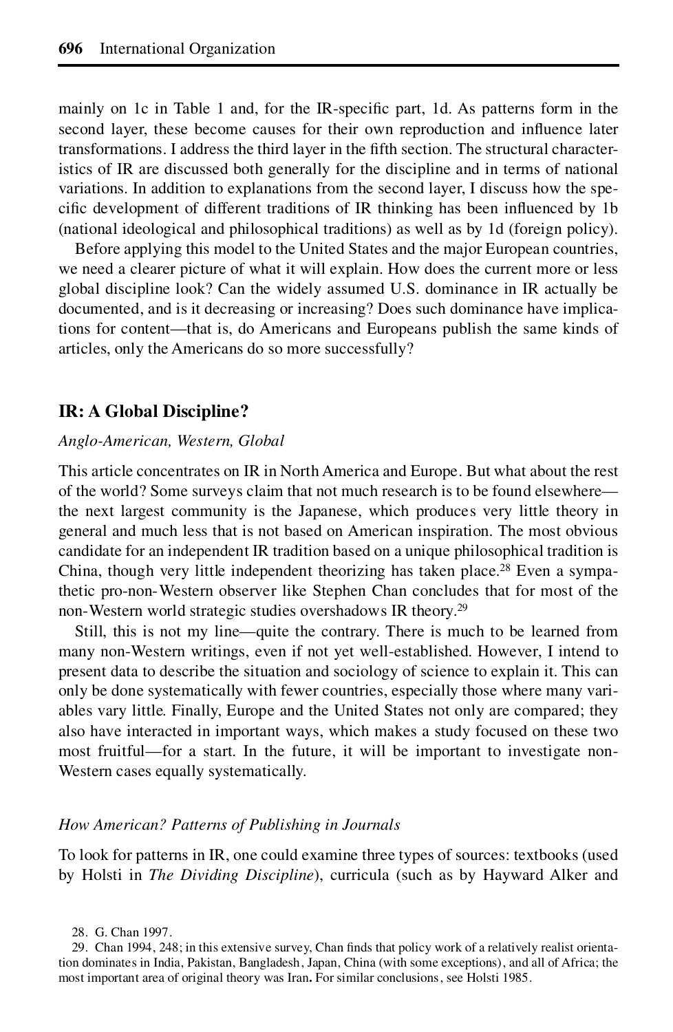mainly on 1c in Table 1 and, for the IR-specific part, 1d. As patterns form in the second layer, these become causes for their own reproduction and influence later transformations. I address the third layer in the fifth section. The structural characteristics of IR are discussed both generally for the discipline and in terms of national variations. In addition to explanations from the second layer, I discuss how the specific development of different traditions of IR thinking has been influenced by 1b (national ideological and philosophical traditions) as well as by 1d (foreign policy).

Before applying this model to the United States and the major European countries, we need a clearer picture of what it will explain. How does the current more or less global discipline look? Can the widely assumed U.S. dominance in IR actually be documented, and is it decreasing or increasing? Does such dominance have implications for content—that is, do Americans and Europeans publish the same kinds of articles, only the Americans do so more successfully?

## IR: A Global Discipline?

### *Anglo-American, Western, Global*

This article concentrates on IR in North America and Europe. But what about the rest of the world? Some surveys claim that not much research is to be found elsewhere—the next largest community is the Japanese, which produces very little theory in general and much less that is not based on American inspiration. The most obvious candidate for an independent IR tradition based on a unique philosophical tradition is China, though very little independent theorizing has taken place.[28] Even a sympathetic pro-non-Western observer like Stephen Chan concludes that for most of the non-Western world strategic studies overshadows IR theory.[29]

Still, this is not my line—quite the contrary. There is much to be learned from many non-Western writings, even if not yet well-established. However, I intend to present data to describe the situation and sociology of science to explain it. This can only be done systematically with fewer countries, especially those where many variables vary little. Finally, Europe and the United States not only are compared; they also have interacted in important ways, which makes a study focused on these two most fruitful—for a start. In the future, it will be important to investigate non-Western cases equally systematically.

### *How American? Patterns of Publishing in Journals*

To look for patterns in IR, one could examine three types of sources: textbooks (used by Holsti in *The Dividing Discipline*), curricula (such as by Hayward Alker and

28. G. Chan 1997.

29. Chan 1994, 248; in this extensive survey, Chan finds that policy work of a relatively realist orientation dominates in India, Pakistan, Bangladesh, Japan, China (with some exceptions), and all of Africa; the most important area of original theory was Iran. For similar conclusions, see Holsti 1985.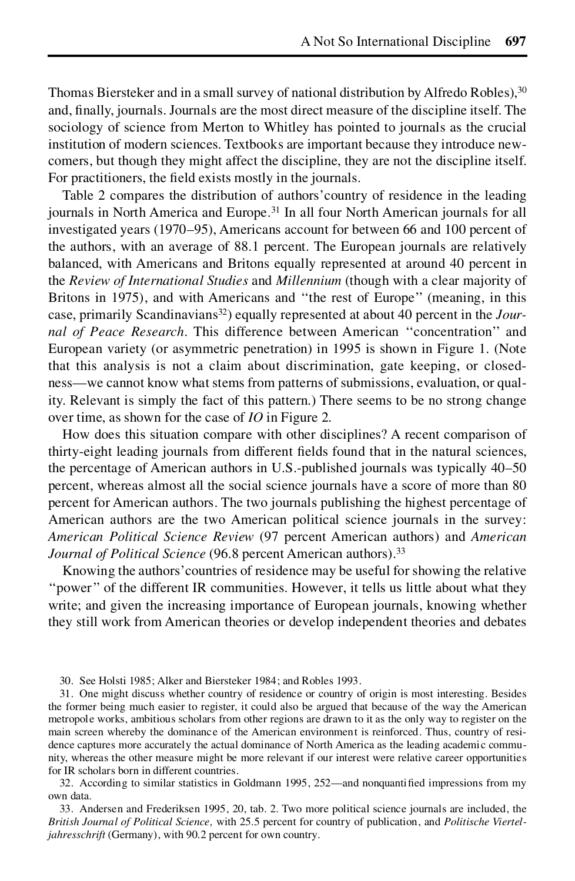Thomas Biersteker and in a small survey of national distribution by Alfredo Robles),[30] and, finally, journals. Journals are the most direct measure of the discipline itself. The sociology of science from Merton to Whitley has pointed to journals as the crucial institution of modern sciences. Textbooks are important because they introduce newcomers, but though they might affect the discipline, they are not the discipline itself. For practitioners, the field exists mostly in the journals.

Table 2 compares the distribution of authors' country of residence in the leading journals in North America and Europe.[31] In all four North American journals for all investigated years (1970–95), Americans account for between 66 and 100 percent of the authors, with an average of 88.1 percent. The European journals are relatively balanced, with Americans and Britons equally represented at around 40 percent in the *Review of International Studies* and *Millennium* (though with a clear majority of Britons in 1975), and with Americans and "the rest of Europe" (meaning, in this case, primarily Scandinavians[32]) equally represented at about 40 percent in the *Journal of Peace Research*. This difference between American "concentration" and European variety (or asymmetric penetration) in 1995 is shown in Figure 1. (Note that this analysis is not a claim about discrimination, gate keeping, or closedness—we cannot know what stems from patterns of submissions, evaluation, or quality. Relevant is simply the fact of this pattern.) There seems to be no strong change over time, as shown for the case of *IO* in Figure 2.

How does this situation compare with other disciplines? A recent comparison of thirty-eight leading journals from different fields found that in the natural sciences, the percentage of American authors in U.S.-published journals was typically 40–50 percent, whereas almost all the social science journals have a score of more than 80 percent for American authors. The two journals publishing the highest percentage of American authors are the two American political science journals in the survey: *American Political Science Review* (97 percent American authors) and *American Journal of Political Science* (96.8 percent American authors).[33]

Knowing the authors' countries of residence may be useful for showing the relative "power" of the different IR communities. However, it tells us little about what they write; and given the increasing importance of European journals, knowing whether they still work from American theories or develop independent theories and debates

30. See Holsti 1985; Alker and Biersteker 1984; and Robles 1993.

31. One might discuss whether country of residence or country of origin is most interesting. Besides the former being much easier to register, it could also be argued that because of the way the American metropole works, ambitious scholars from other regions are drawn to it as the only way to register on the main screen whereby the dominance of the American environment is reinforced. Thus, country of residence captures more accurately the actual dominance of North America as the leading academic community, whereas the other measure might be more relevant if our interest were relative career opportunities for IR scholars born in different countries.

32. According to similar statistics in Goldmann 1995, 252—and nonquantified impressions from my own data.

33. Andersen and Frederiksen 1995, 20, tab. 2. Two more political science journals are included, the *British Journal of Political Science,* with 25.5 percent for country of publication, and *Politische Vierteljahresschrift* (Germany), with 90.2 percent for own country.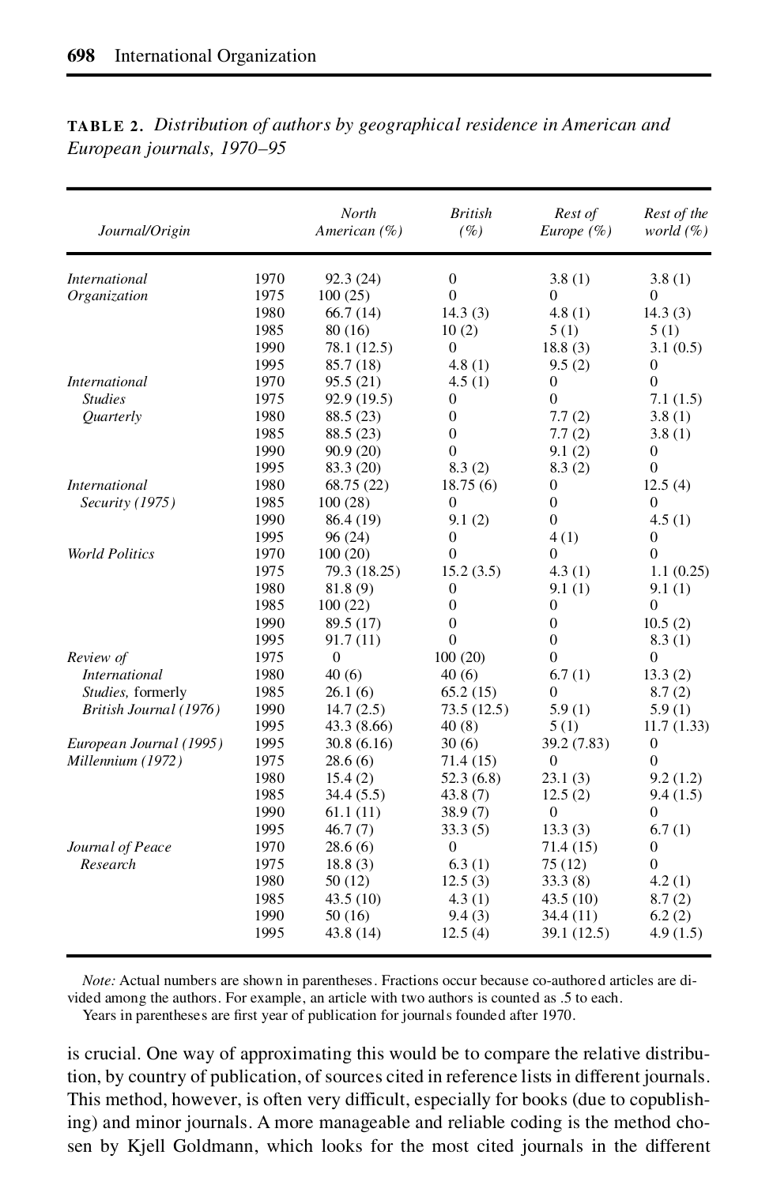**TABLE 2.** *Distribution of authors by geographical residence in American and European journals, 1970–95*

| *Journal/Origin* | | *North American (%)* | *British (%)* | *Rest of Europe (%)* | *Rest of the world (%)* |
|---|---|---|---|---|---|
| *International Organization* | 1970 | 92.3 (24) | 0 | 3.8 (1) | 3.8 (1) |
| | 1975 | 100 (25) | 0 | 0 | 0 |
| | 1980 | 66.7 (14) | 14.3 (3) | 4.8 (1) | 14.3 (3) |
| | 1985 | 80 (16) | 10 (2) | 5 (1) | 5 (1) |
| | 1990 | 78.1 (12.5) | 0 | 18.8 (3) | 3.1 (0.5) |
| | 1995 | 85.7 (18) | 4.8 (1) | 9.5 (2) | 0 |
| *International Studies Quarterly* | 1970 | 95.5 (21) | 4.5 (1) | 0 | 0 |
| | 1975 | 92.9 (19.5) | 0 | 0 | 7.1 (1.5) |
| | 1980 | 88.5 (23) | 0 | 7.7 (2) | 3.8 (1) |
| | 1985 | 88.5 (23) | 0 | 7.7 (2) | 3.8 (1) |
| | 1990 | 90.9 (20) | 0 | 9.1 (2) | 0 |
| | 1995 | 83.3 (20) | 8.3 (2) | 8.3 (2) | 0 |
| *International Security (1975)* | 1980 | 68.75 (22) | 18.75 (6) | 0 | 12.5 (4) |
| | 1985 | 100 (28) | 0 | 0 | 0 |
| | 1990 | 86.4 (19) | 9.1 (2) | 0 | 4.5 (1) |
| | 1995 | 96 (24) | 0 | 4 (1) | 0 |
| *World Politics* | 1970 | 100 (20) | 0 | 0 | 0 |
| | 1975 | 79.3 (18.25) | 15.2 (3.5) | 4.3 (1) | 1.1 (0.25) |
| | 1980 | 81.8 (9) | 0 | 9.1 (1) | 9.1 (1) |
| | 1985 | 100 (22) | 0 | 0 | 0 |
| | 1990 | 89.5 (17) | 0 | 0 | 10.5 (2) |
| | 1995 | 91.7 (11) | 0 | 0 | 8.3 (1) |
| *Review of International Studies,* formerly *British Journal (1976)* | 1975 | 0 | 100 (20) | 0 | 0 |
| | 1980 | 40 (6) | 40 (6) | 6.7 (1) | 13.3 (2) |
| | 1985 | 26.1 (6) | 65.2 (15) | 0 | 8.7 (2) |
| | 1990 | 14.7 (2.5) | 73.5 (12.5) | 5.9 (1) | 5.9 (1) |
| | 1995 | 43.3 (8.66) | 40 (8) | 5 (1) | 11.7 (1.33) |
| *European Journal (1995)* | 1995 | 30.8 (6.16) | 30 (6) | 39.2 (7.83) | 0 |
| *Millennium (1972)* | 1975 | 28.6 (6) | 71.4 (15) | 0 | 0 |
| | 1980 | 15.4 (2) | 52.3 (6.8) | 23.1 (3) | 9.2 (1.2) |
| | 1985 | 34.4 (5.5) | 43.8 (7) | 12.5 (2) | 9.4 (1.5) |
| | 1990 | 61.1 (11) | 38.9 (7) | 0 | 0 |
| | 1995 | 46.7 (7) | 33.3 (5) | 13.3 (3) | 6.7 (1) |
| *Journal of Peace Research* | 1970 | 28.6 (6) | 0 | 71.4 (15) | 0 |
| | 1975 | 18.8 (3) | 6.3 (1) | 75 (12) | 0 |
| | 1980 | 50 (12) | 12.5 (3) | 33.3 (8) | 4.2 (1) |
| | 1985 | 43.5 (10) | 4.3 (1) | 43.5 (10) | 8.7 (2) |
| | 1990 | 50 (16) | 9.4 (3) | 34.4 (11) | 6.2 (2) |
| | 1995 | 43.8 (14) | 12.5 (4) | 39.1 (12.5) | 4.9 (1.5) |

*Note:* Actual numbers are shown in parentheses. Fractions occur because co-authored articles are divided among the authors. For example, an article with two authors is counted as .5 to each.
Years in parentheses are first year of publication for journals founded after 1970.

is crucial. One way of approximating this would be to compare the relative distribution, by country of publication, of sources cited in reference lists in different journals. This method, however, is often very difficult, especially for books (due to copublishing) and minor journals. A more manageable and reliable coding is the method chosen by Kjell Goldmann, which looks for the most cited journals in the different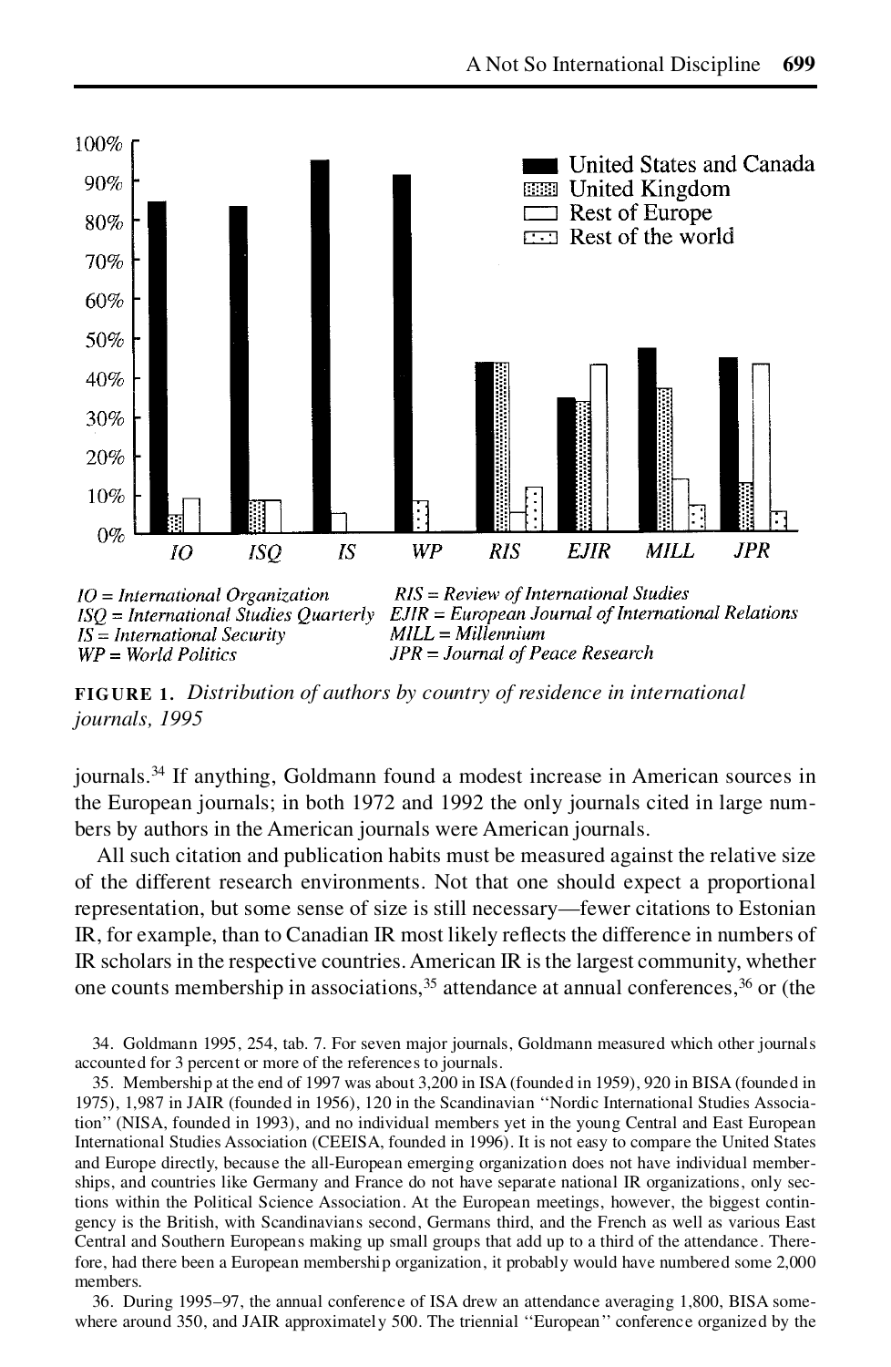IO = *International Organization*
ISQ = *International Studies Quarterly*
IS = *International Security*
WP = *World Politics*
RIS = *Review of International Studies*
EJIR = *European Journal of International Relations*
MILL = *Millennium*
JPR = *Journal of Peace Research*

**FIGURE 1.** *Distribution of authors by country of residence in international journals, 1995*

journals.[34] If anything, Goldmann found a modest increase in American sources in the European journals; in both 1972 and 1992 the only journals cited in large numbers by authors in the American journals were American journals.

All such citation and publication habits must be measured against the relative size of the different research environments. Not that one should expect a proportional representation, but some sense of size is still necessary—fewer citations to Estonian IR, for example, than to Canadian IR most likely reflects the difference in numbers of IR scholars in the respective countries. American IR is the largest community, whether one counts membership in associations,[35] attendance at annual conferences,[36] or (the

34. Goldmann 1995, 254, tab. 7. For seven major journals, Goldmann measured which other journals accounted for 3 percent or more of the references to journals.

35. Membership at the end of 1997 was about 3,200 in ISA (founded in 1959), 920 in BISA (founded in 1975), 1,987 in JAIR (founded in 1956), 120 in the Scandinavian "Nordic International Studies Association" (NISA, founded in 1993), and no individual members yet in the young Central and East European International Studies Association (CEEISA, founded in 1996). It is not easy to compare the United States and Europe directly, because the all-European emerging organization does not have individual memberships, and countries like Germany and France do not have separate national IR organizations, only sections within the Political Science Association. At the European meetings, however, the biggest contingency is the British, with Scandinavians second, Germans third, and the French as well as various East Central and Southern Europeans making up small groups that add up to a third of the attendance. Therefore, had there been a European membership organization, it probably would have numbered some 2,000 members.

36. During 1995–97, the annual conference of ISA drew an attendance averaging 1,800, BISA somewhere around 350, and JAIR approximately 500. The triennial "European" conference organized by the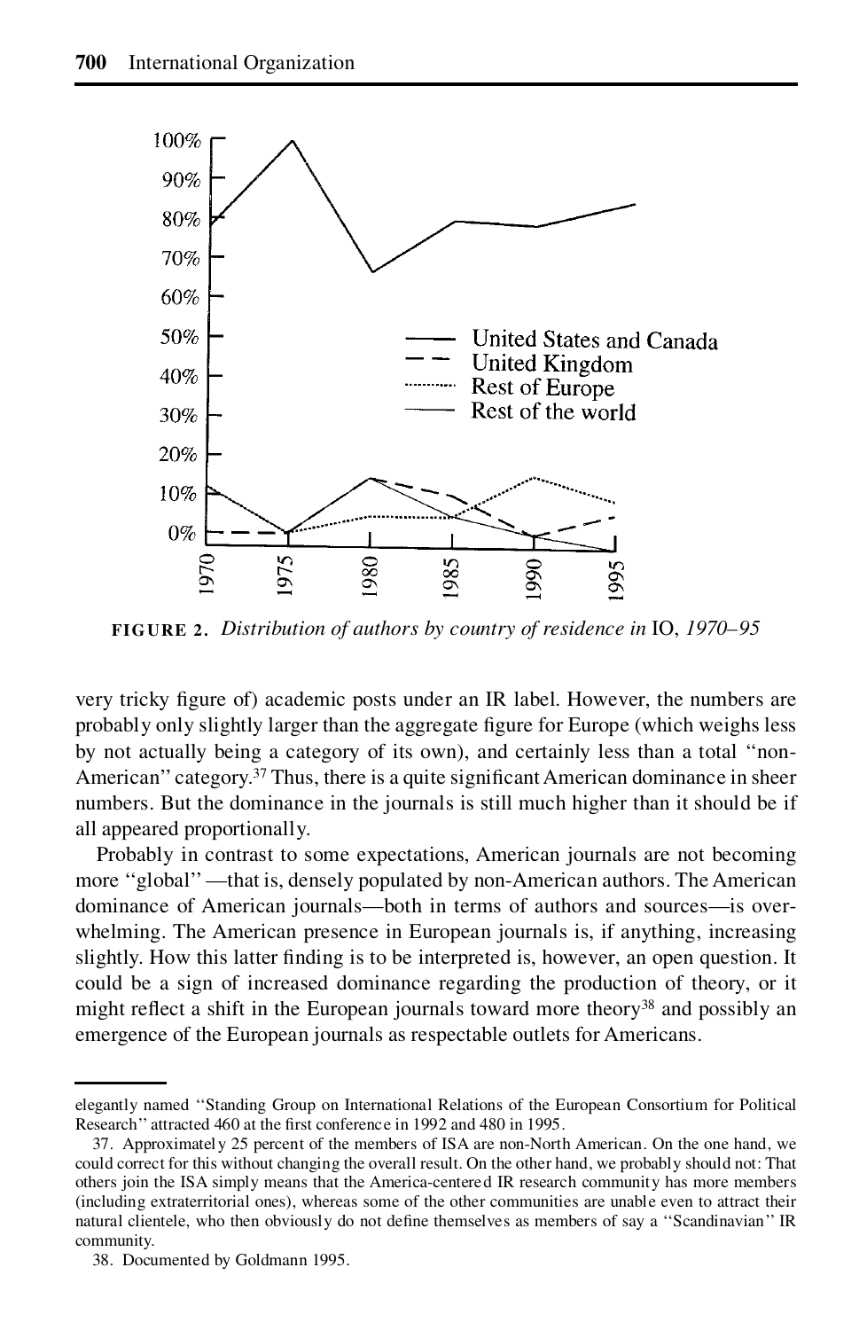FIGURE 2. *Distribution of authors by country of residence in* IO, *1970–95*

very tricky figure of) academic posts under an IR label. However, the numbers are probably only slightly larger than the aggregate figure for Europe (which weighs less by not actually being a category of its own), and certainly less than a total "non-American" category.[37] Thus, there is a quite significant American dominance in sheer numbers. But the dominance in the journals is still much higher than it should be if all appeared proportionally.

Probably in contrast to some expectations, American journals are not becoming more "global"—that is, densely populated by non-American authors. The American dominance of American journals—both in terms of authors and sources—is overwhelming. The American presence in European journals is, if anything, increasing slightly. How this latter finding is to be interpreted is, however, an open question. It could be a sign of increased dominance regarding the production of theory, or it might reflect a shift in the European journals toward more theory[38] and possibly an emergence of the European journals as respectable outlets for Americans.

---

elegantly named "Standing Group on International Relations of the European Consortium for Political Research" attracted 460 at the first conference in 1992 and 480 in 1995.

37. Approximately 25 percent of the members of ISA are non-North American. On the one hand, we could correct for this without changing the overall result. On the other hand, we probably should not: That others join the ISA simply means that the America-centered IR research community has more members (including extraterritorial ones), whereas some of the other communities are unable even to attract their natural clientele, who then obviously do not define themselves as members of say a "Scandinavian" IR community.

38. Documented by Goldmann 1995.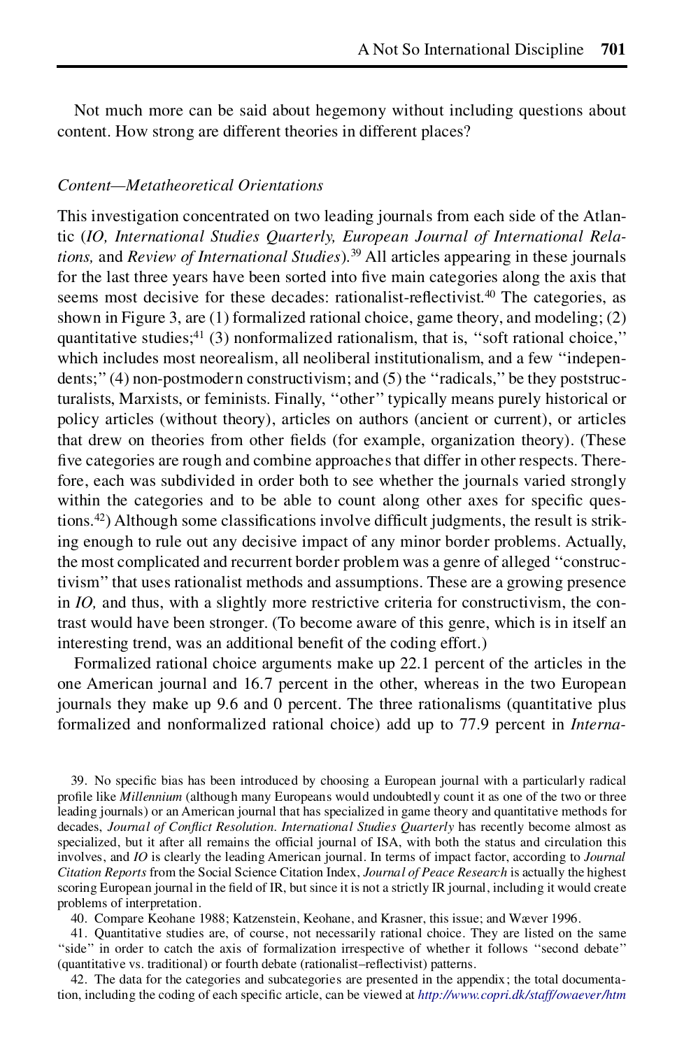Not much more can be said about hegemony without including questions about content. How strong are different theories in different places?

*Content—Metatheoretical Orientations*

This investigation concentrated on two leading journals from each side of the Atlantic (*IO, International Studies Quarterly, European Journal of International Relations,* and *Review of International Studies*).[39] All articles appearing in these journals for the last three years have been sorted into five main categories along the axis that seems most decisive for these decades: rationalist-reflectivist.[40] The categories, as shown in Figure 3, are (1) formalized rational choice, game theory, and modeling; (2) quantitative studies;[41] (3) nonformalized rationalism, that is, "soft rational choice," which includes most neorealism, all neoliberal institutionalism, and a few "independents;" (4) non-postmodern constructivism; and (5) the "radicals," be they poststructuralists, Marxists, or feminists. Finally, "other" typically means purely historical or policy articles (without theory), articles on authors (ancient or current), or articles that drew on theories from other fields (for example, organization theory). (These five categories are rough and combine approaches that differ in other respects. Therefore, each was subdivided in order both to see whether the journals varied strongly within the categories and to be able to count along other axes for specific questions.[42]) Although some classifications involve difficult judgments, the result is striking enough to rule out any decisive impact of any minor border problems. Actually, the most complicated and recurrent border problem was a genre of alleged "constructivism" that uses rationalist methods and assumptions. These are a growing presence in *IO,* and thus, with a slightly more restrictive criteria for constructivism, the contrast would have been stronger. (To become aware of this genre, which is in itself an interesting trend, was an additional benefit of the coding effort.)

Formalized rational choice arguments make up 22.1 percent of the articles in the one American journal and 16.7 percent in the other, whereas in the two European journals they make up 9.6 and 0 percent. The three rationalisms (quantitative plus formalized and nonformalized rational choice) add up to 77.9 percent in *Interna-*

39. No specific bias has been introduced by choosing a European journal with a particularly radical profile like *Millennium* (although many Europeans would undoubtedly count it as one of the two or three leading journals) or an American journal that has specialized in game theory and quantitative methods for decades, *Journal of Conflict Resolution. International Studies Quarterly* has recently become almost as specialized, but it after all remains the official journal of ISA, with both the status and circulation this involves, and *IO* is clearly the leading American journal. In terms of impact factor, according to *Journal Citation Reports* from the Social Science Citation Index, *Journal of Peace Research* is actually the highest scoring European journal in the field of IR, but since it is not a strictly IR journal, including it would create problems of interpretation.

40. Compare Keohane 1988; Katzenstein, Keohane, and Krasner, this issue; and Wæver 1996.

41. Quantitative studies are, of course, not necessarily rational choice. They are listed on the same "side" in order to catch the axis of formalization irrespective of whether it follows "second debate" (quantitative vs. traditional) or fourth debate (rationalist–reflectivist) patterns.

42. The data for the categories and subcategories are presented in the appendix; the total documentation, including the coding of each specific article, can be viewed at http://www.copri.dk/staff/owaever/htm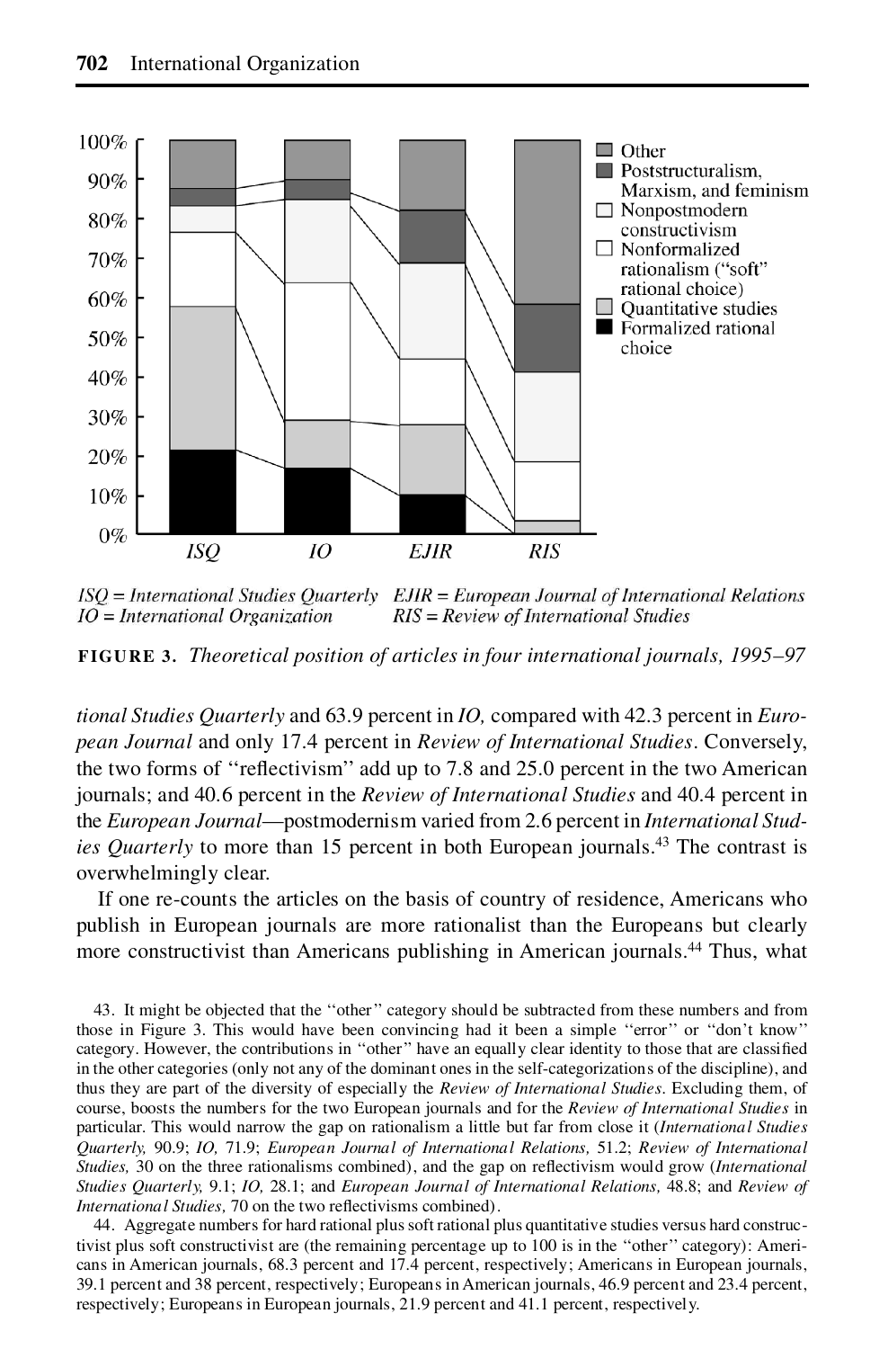ISQ = International Studies Quarterly EJIR = European Journal of International Relations
IO = International Organization RIS = Review of International Studies

**FIGURE 3.** *Theoretical position of articles in four international journals, 1995–97*

*tional Studies Quarterly* and 63.9 percent in *IO,* compared with 42.3 percent in *European Journal* and only 17.4 percent in *Review of International Studies*. Conversely, the two forms of ''reflectivism'' add up to 7.8 and 25.0 percent in the two American journals; and 40.6 percent in the *Review of International Studies* and 40.4 percent in the *European Journal*—postmodernism varied from 2.6 percent in *International Studies Quarterly* to more than 15 percent in both European journals.[43] The contrast is overwhelmingly clear.

If one re-counts the articles on the basis of country of residence, Americans who publish in European journals are more rationalist than the Europeans but clearly more constructivist than Americans publishing in American journals.[44] Thus, what

43. It might be objected that the ''other'' category should be subtracted from these numbers and from those in Figure 3. This would have been convincing had it been a simple ''error'' or ''don't know'' category. However, the contributions in ''other'' have an equally clear identity to those that are classified in the other categories (only not any of the dominant ones in the self-categorizations of the discipline), and thus they are part of the diversity of especially the *Review of International Studies*. Excluding them, of course, boosts the numbers for the two European journals and for the *Review of International Studies* in particular. This would narrow the gap on rationalism a little but far from close it (*International Studies Quarterly,* 90.9; *IO,* 71.9; *European Journal of International Relations,* 51.2; *Review of International Studies,* 30 on the three rationalisms combined), and the gap on reflectivism would grow (*International Studies Quarterly,* 9.1; *IO,* 28.1; and *European Journal of International Relations,* 48.8; and *Review of International Studies,* 70 on the two reflectivisms combined).

44. Aggregate numbers for hard rational plus soft rational plus quantitative studies versus hard constructivist plus soft constructivist are (the remaining percentage up to 100 is in the ''other'' category): Americans in American journals, 68.3 percent and 17.4 percent, respectively; Americans in European journals, 39.1 percent and 38 percent, respectively; Europeans in American journals, 46.9 percent and 23.4 percent, respectively; Europeans in European journals, 21.9 percent and 41.1 percent, respectively.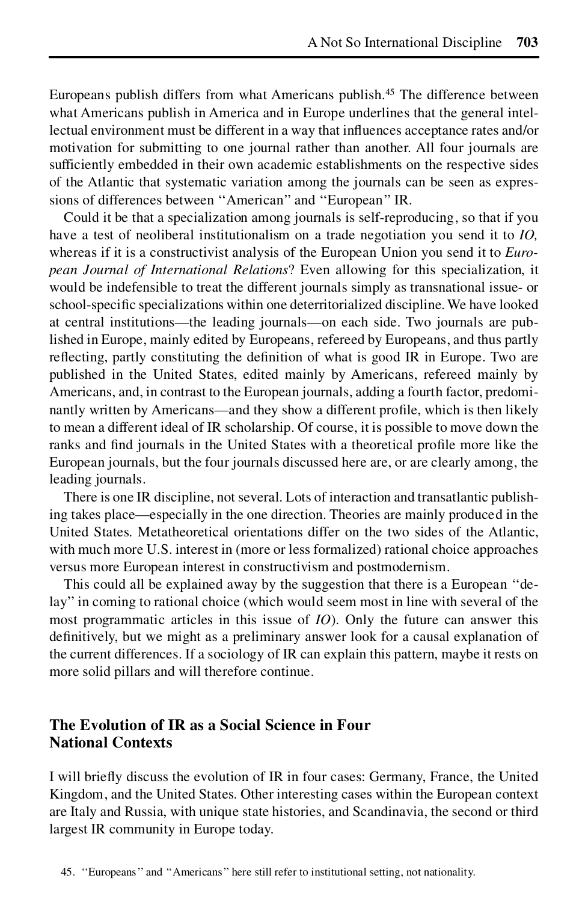Europeans publish differs from what Americans publish.[45] The difference between what Americans publish in America and in Europe underlines that the general intellectual environment must be different in a way that influences acceptance rates and/or motivation for submitting to one journal rather than another. All four journals are sufficiently embedded in their own academic establishments on the respective sides of the Atlantic that systematic variation among the journals can be seen as expressions of differences between "American" and "European" IR.

Could it be that a specialization among journals is self-reproducing, so that if you have a test of neoliberal institutionalism on a trade negotiation you send it to *IO*, whereas if it is a constructivist analysis of the European Union you send it to *European Journal of International Relations*? Even allowing for this specialization, it would be indefensible to treat the different journals simply as transnational issue- or school-specific specializations within one deterritorialized discipline. We have looked at central institutions—the leading journals—on each side. Two journals are published in Europe, mainly edited by Europeans, refereed by Europeans, and thus partly reflecting, partly constituting the definition of what is good IR in Europe. Two are published in the United States, edited mainly by Americans, refereed mainly by Americans, and, in contrast to the European journals, adding a fourth factor, predominantly written by Americans—and they show a different profile, which is then likely to mean a different ideal of IR scholarship. Of course, it is possible to move down the ranks and find journals in the United States with a theoretical profile more like the European journals, but the four journals discussed here are, or are clearly among, the leading journals.

There is one IR discipline, not several. Lots of interaction and transatlantic publishing takes place—especially in the one direction. Theories are mainly produced in the United States. Metatheoretical orientations differ on the two sides of the Atlantic, with much more U.S. interest in (more or less formalized) rational choice approaches versus more European interest in constructivism and postmodernism.

This could all be explained away by the suggestion that there is a European "delay" in coming to rational choice (which would seem most in line with several of the most programmatic articles in this issue of *IO*). Only the future can answer this definitively, but we might as a preliminary answer look for a causal explanation of the current differences. If a sociology of IR can explain this pattern, maybe it rests on more solid pillars and will therefore continue.

## The Evolution of IR as a Social Science in Four National Contexts

I will briefly discuss the evolution of IR in four cases: Germany, France, the United Kingdom, and the United States. Other interesting cases within the European context are Italy and Russia, with unique state histories, and Scandinavia, the second or third largest IR community in Europe today.

45. "Europeans" and "Americans" here still refer to institutional setting, not nationality.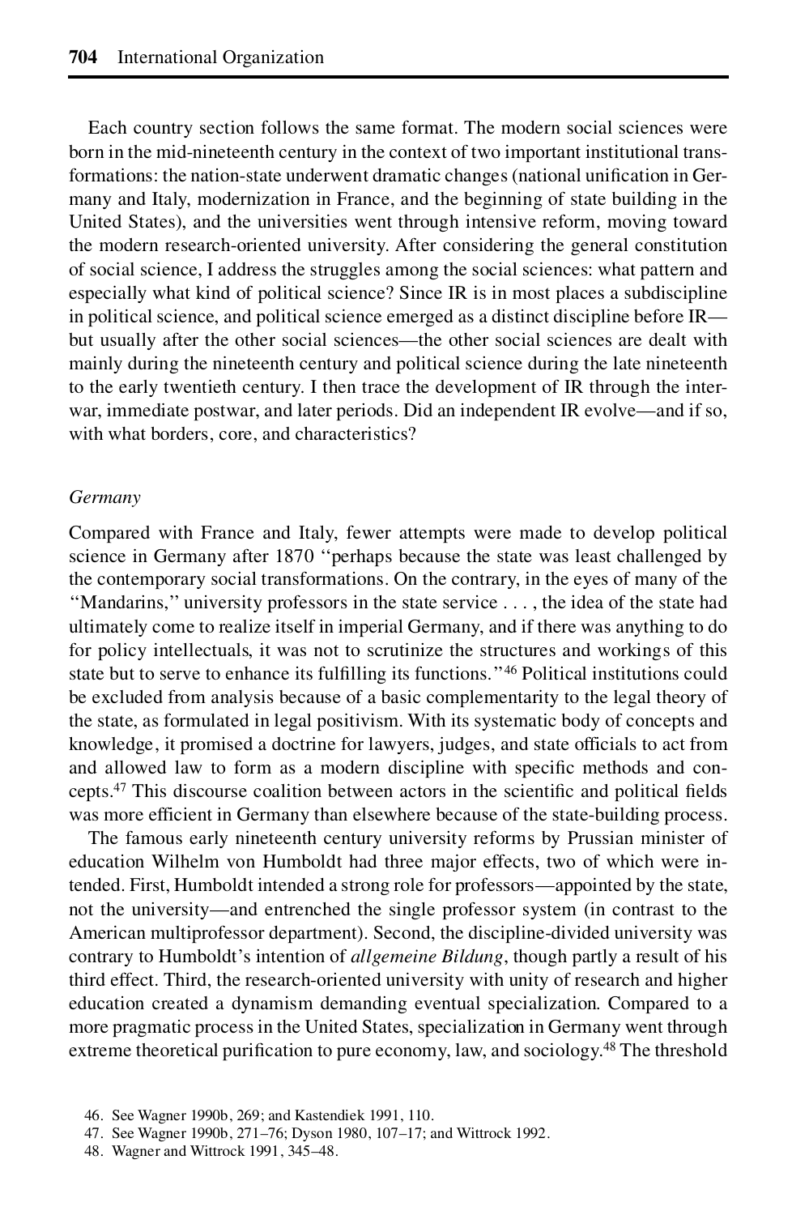Each country section follows the same format. The modern social sciences were born in the mid-nineteenth century in the context of two important institutional transformations: the nation-state underwent dramatic changes (national unification in Germany and Italy, modernization in France, and the beginning of state building in the United States), and the universities went through intensive reform, moving toward the modern research-oriented university. After considering the general constitution of social science, I address the struggles among the social sciences: what pattern and especially what kind of political science? Since IR is in most places a subdiscipline in political science, and political science emerged as a distinct discipline before IR—but usually after the other social sciences—the other social sciences are dealt with mainly during the nineteenth century and political science during the late nineteenth to the early twentieth century. I then trace the development of IR through the interwar, immediate postwar, and later periods. Did an independent IR evolve—and if so, with what borders, core, and characteristics?

*Germany*

Compared with France and Italy, fewer attempts were made to develop political science in Germany after 1870 "perhaps because the state was least challenged by the contemporary social transformations. On the contrary, in the eyes of many of the "Mandarins," university professors in the state service . . . , the idea of the state had ultimately come to realize itself in imperial Germany, and if there was anything to do for policy intellectuals, it was not to scrutinize the structures and workings of this state but to serve to enhance its fulfilling its functions."[46] Political institutions could be excluded from analysis because of a basic complementarity to the legal theory of the state, as formulated in legal positivism. With its systematic body of concepts and knowledge, it promised a doctrine for lawyers, judges, and state officials to act from and allowed law to form as a modern discipline with specific methods and concepts.[47] This discourse coalition between actors in the scientific and political fields was more efficient in Germany than elsewhere because of the state-building process.

The famous early nineteenth century university reforms by Prussian minister of education Wilhelm von Humboldt had three major effects, two of which were intended. First, Humboldt intended a strong role for professors—appointed by the state, not the university—and entrenched the single professor system (in contrast to the American multiprofessor department). Second, the discipline-divided university was contrary to Humboldt's intention of *allgemeine Bildung*, though partly a result of his third effect. Third, the research-oriented university with unity of research and higher education created a dynamism demanding eventual specialization. Compared to a more pragmatic process in the United States, specialization in Germany went through extreme theoretical purification to pure economy, law, and sociology.[48] The threshold

46. See Wagner 1990b, 269; and Kastendiek 1991, 110.
47. See Wagner 1990b, 271–76; Dyson 1980, 107–17; and Wittrock 1992.
48. Wagner and Wittrock 1991, 345–48.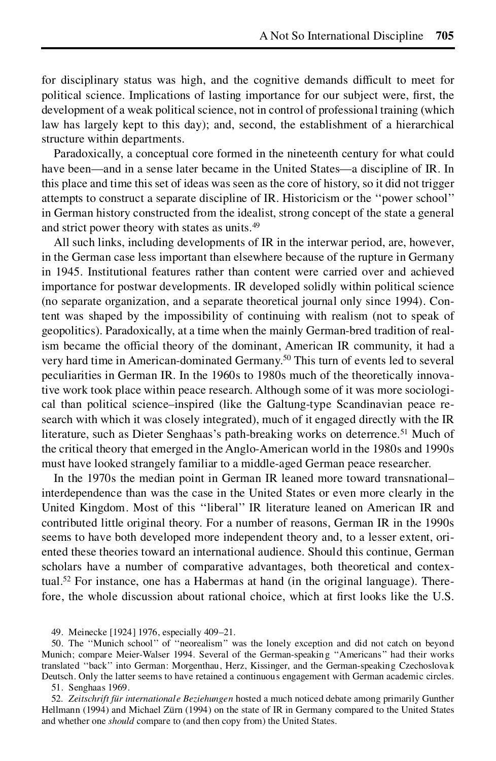for disciplinary status was high, and the cognitive demands difficult to meet for political science. Implications of lasting importance for our subject were, first, the development of a weak political science, not in control of professional training (which law has largely kept to this day); and, second, the establishment of a hierarchical structure within departments.

Paradoxically, a conceptual core formed in the nineteenth century for what could have been—and in a sense later became in the United States—a discipline of IR. In this place and time this set of ideas was seen as the core of history, so it did not trigger attempts to construct a separate discipline of IR. Historicism or the ''power school'' in German history constructed from the idealist, strong concept of the state a general and strict power theory with states as units.[49]

All such links, including developments of IR in the interwar period, are, however, in the German case less important than elsewhere because of the rupture in Germany in 1945. Institutional features rather than content were carried over and achieved importance for postwar developments. IR developed solidly within political science (no separate organization, and a separate theoretical journal only since 1994). Content was shaped by the impossibility of continuing with realism (not to speak of geopolitics). Paradoxically, at a time when the mainly German-bred tradition of realism became the official theory of the dominant, American IR community, it had a very hard time in American-dominated Germany.[50] This turn of events led to several peculiarities in German IR. In the 1960s to 1980s much of the theoretically innovative work took place within peace research. Although some of it was more sociological than political science–inspired (like the Galtung-type Scandinavian peace research with which it was closely integrated), much of it engaged directly with the IR literature, such as Dieter Senghaas's path-breaking works on deterrence.[51] Much of the critical theory that emerged in the Anglo-American world in the 1980s and 1990s must have looked strangely familiar to a middle-aged German peace researcher.

In the 1970s the median point in German IR leaned more toward transnational–interdependence than was the case in the United States or even more clearly in the United Kingdom. Most of this ''liberal'' IR literature leaned on American IR and contributed little original theory. For a number of reasons, German IR in the 1990s seems to have both developed more independent theory and, to a lesser extent, oriented these theories toward an international audience. Should this continue, German scholars have a number of comparative advantages, both theoretical and contextual.[52] For instance, one has a Habermas at hand (in the original language). Therefore, the whole discussion about rational choice, which at first looks like the U.S.

49. Meinecke [1924] 1976, especially 409–21.

50. The ''Munich school'' of ''neorealism'' was the lonely exception and did not catch on beyond Munich; compare Meier-Walser 1994. Several of the German-speaking ''Americans'' had their works translated ''back'' into German: Morgenthau, Herz, Kissinger, and the German-speaking Czechoslovak Deutsch. Only the latter seems to have retained a continuous engagement with German academic circles.

51. Senghaas 1969.

52. *Zeitschrift für internationale Beziehungen* hosted a much noticed debate among primarily Gunther Hellmann (1994) and Michael Zürn (1994) on the state of IR in Germany compared to the United States and whether one *should* compare to (and then copy from) the United States.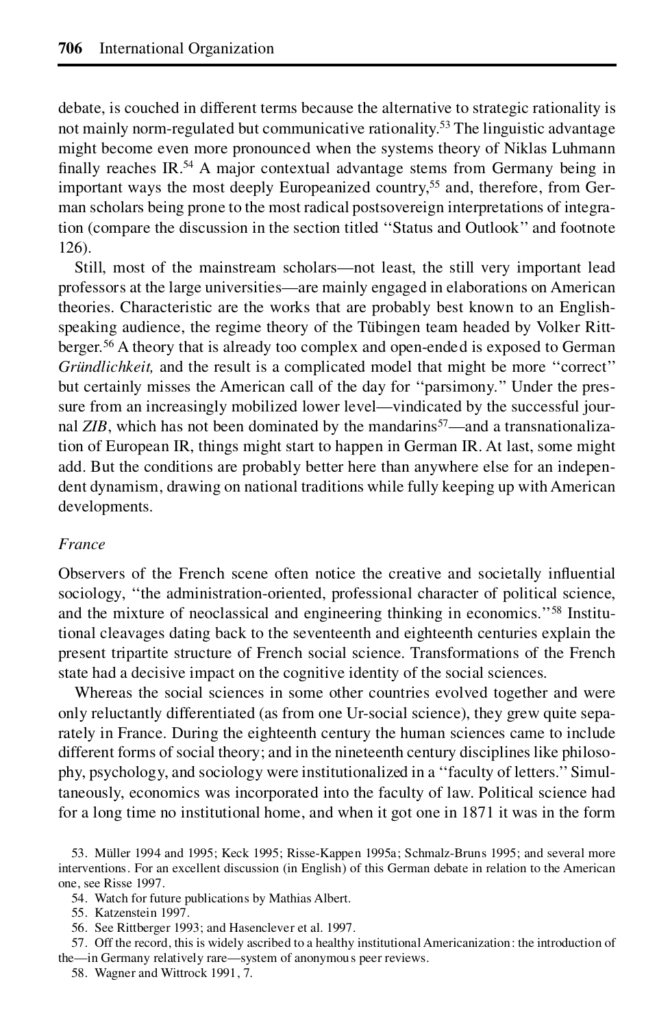debate, is couched in different terms because the alternative to strategic rationality is not mainly norm-regulated but communicative rationality.[53] The linguistic advantage might become even more pronounced when the systems theory of Niklas Luhmann finally reaches IR.[54] A major contextual advantage stems from Germany being in important ways the most deeply Europeanized country,[55] and, therefore, from German scholars being prone to the most radical postsovereign interpretations of integration (compare the discussion in the section titled "Status and Outlook" and footnote 126).

Still, most of the mainstream scholars—not least, the still very important lead professors at the large universities—are mainly engaged in elaborations on American theories. Characteristic are the works that are probably best known to an English-speaking audience, the regime theory of the Tübingen team headed by Volker Rittberger.[56] A theory that is already too complex and open-ended is exposed to German *Gründlichkeit,* and the result is a complicated model that might be more "correct" but certainly misses the American call of the day for "parsimony." Under the pressure from an increasingly mobilized lower level—vindicated by the successful journal *ZIB*, which has not been dominated by the mandarins[57]—and a transnationalization of European IR, things might start to happen in German IR. At last, some might add. But the conditions are probably better here than anywhere else for an independent dynamism, drawing on national traditions while fully keeping up with American developments.

### *France*

Observers of the French scene often notice the creative and societally influential sociology, "the administration-oriented, professional character of political science, and the mixture of neoclassical and engineering thinking in economics."[58] Institutional cleavages dating back to the seventeenth and eighteenth centuries explain the present tripartite structure of French social science. Transformations of the French state had a decisive impact on the cognitive identity of the social sciences.

Whereas the social sciences in some other countries evolved together and were only reluctantly differentiated (as from one Ur-social science), they grew quite separately in France. During the eighteenth century the human sciences came to include different forms of social theory; and in the nineteenth century disciplines like philosophy, psychology, and sociology were institutionalized in a "faculty of letters." Simultaneously, economics was incorporated into the faculty of law. Political science had for a long time no institutional home, and when it got one in 1871 it was in the form

53. Müller 1994 and 1995; Keck 1995; Risse-Kappen 1995a; Schmalz-Bruns 1995; and several more interventions. For an excellent discussion (in English) of this German debate in relation to the American one, see Risse 1997.

54. Watch for future publications by Mathias Albert.

55. Katzenstein 1997.

56. See Rittberger 1993; and Hasenclever et al. 1997.

57. Off the record, this is widely ascribed to a healthy institutional Americanization: the introduction of the—in Germany relatively rare—system of anonymous peer reviews.

58. Wagner and Wittrock 1991, 7.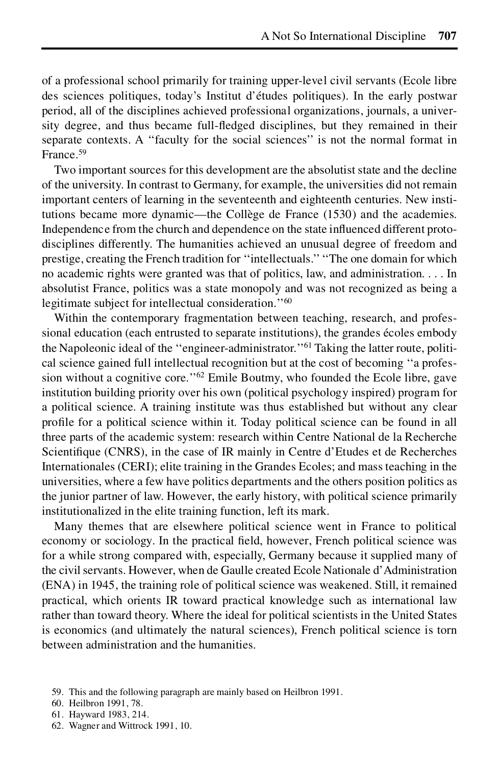of a professional school primarily for training upper-level civil servants (Ecole libre des sciences politiques, today's Institut d'études politiques). In the early postwar period, all of the disciplines achieved professional organizations, journals, a university degree, and thus became full-fledged disciplines, but they remained in their separate contexts. A "faculty for the social sciences" is not the normal format in France.[59]

Two important sources for this development are the absolutist state and the decline of the university. In contrast to Germany, for example, the universities did not remain important centers of learning in the seventeenth and eighteenth centuries. New institutions became more dynamic—the Collège de France (1530) and the academies. Independence from the church and dependence on the state influenced different proto-disciplines differently. The humanities achieved an unusual degree of freedom and prestige, creating the French tradition for "intellectuals." "The one domain for which no academic rights were granted was that of politics, law, and administration. . . . In absolutist France, politics was a state monopoly and was not recognized as being a legitimate subject for intellectual consideration."[60]

Within the contemporary fragmentation between teaching, research, and professional education (each entrusted to separate institutions), the grandes écoles embody the Napoleonic ideal of the "engineer-administrator."[61] Taking the latter route, political science gained full intellectual recognition but at the cost of becoming "a profession without a cognitive core."[62] Emile Boutmy, who founded the Ecole libre, gave institution building priority over his own (political psychology inspired) program for a political science. A training institute was thus established but without any clear profile for a political science within it. Today political science can be found in all three parts of the academic system: research within Centre National de la Recherche Scientifique (CNRS), in the case of IR mainly in Centre d'Etudes et de Recherches Internationales (CERI); elite training in the Grandes Ecoles; and mass teaching in the universities, where a few have politics departments and the others position politics as the junior partner of law. However, the early history, with political science primarily institutionalized in the elite training function, left its mark.

Many themes that are elsewhere political science went in France to political economy or sociology. In the practical field, however, French political science was for a while strong compared with, especially, Germany because it supplied many of the civil servants. However, when de Gaulle created Ecole Nationale d'Administration (ENA) in 1945, the training role of political science was weakened. Still, it remained practical, which orients IR toward practical knowledge such as international law rather than toward theory. Where the ideal for political scientists in the United States is economics (and ultimately the natural sciences), French political science is torn between administration and the humanities.

59. This and the following paragraph are mainly based on Heilbron 1991.
60. Heilbron 1991, 78.
61. Hayward 1983, 214.
62. Wagner and Wittrock 1991, 10.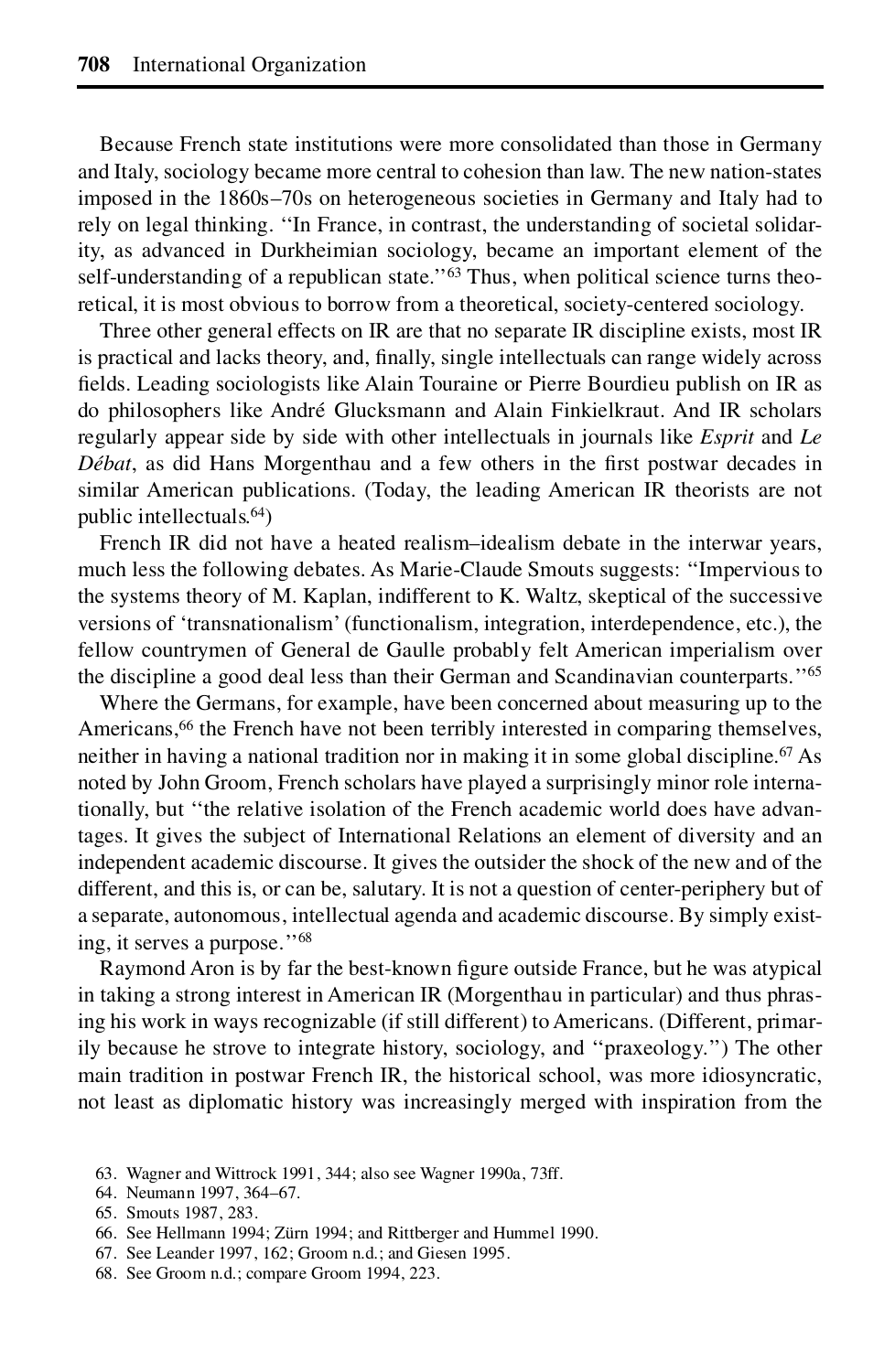Because French state institutions were more consolidated than those in Germany and Italy, sociology became more central to cohesion than law. The new nation-states imposed in the 1860s–70s on heterogeneous societies in Germany and Italy had to rely on legal thinking. "In France, in contrast, the understanding of societal solidarity, as advanced in Durkheimian sociology, became an important element of the self-understanding of a republican state."[63] Thus, when political science turns theoretical, it is most obvious to borrow from a theoretical, society-centered sociology.

Three other general effects on IR are that no separate IR discipline exists, most IR is practical and lacks theory, and, finally, single intellectuals can range widely across fields. Leading sociologists like Alain Touraine or Pierre Bourdieu publish on IR as do philosophers like André Glucksmann and Alain Finkielkraut. And IR scholars regularly appear side by side with other intellectuals in journals like *Esprit* and *Le Débat*, as did Hans Morgenthau and a few others in the first postwar decades in similar American publications. (Today, the leading American IR theorists are not public intellectuals.[64])

French IR did not have a heated realism–idealism debate in the interwar years, much less the following debates. As Marie-Claude Smouts suggests: "Impervious to the systems theory of M. Kaplan, indifferent to K. Waltz, skeptical of the successive versions of 'transnationalism' (functionalism, integration, interdependence, etc.), the fellow countrymen of General de Gaulle probably felt American imperialism over the discipline a good deal less than their German and Scandinavian counterparts."[65]

Where the Germans, for example, have been concerned about measuring up to the Americans,[66] the French have not been terribly interested in comparing themselves, neither in having a national tradition nor in making it in some global discipline.[67] As noted by John Groom, French scholars have played a surprisingly minor role internationally, but "the relative isolation of the French academic world does have advantages. It gives the subject of International Relations an element of diversity and an independent academic discourse. It gives the outsider the shock of the new and of the different, and this is, or can be, salutary. It is not a question of center-periphery but of a separate, autonomous, intellectual agenda and academic discourse. By simply existing, it serves a purpose."[68]

Raymond Aron is by far the best-known figure outside France, but he was atypical in taking a strong interest in American IR (Morgenthau in particular) and thus phrasing his work in ways recognizable (if still different) to Americans. (Different, primarily because he strove to integrate history, sociology, and "praxeology.") The other main tradition in postwar French IR, the historical school, was more idiosyncratic, not least as diplomatic history was increasingly merged with inspiration from the

63. Wagner and Wittrock 1991, 344; also see Wagner 1990a, 73ff.
64. Neumann 1997, 364–67.
65. Smouts 1987, 283.
66. See Hellmann 1994; Zürn 1994; and Rittberger and Hummel 1990.
67. See Leander 1997, 162; Groom n.d.; and Giesen 1995.
68. See Groom n.d.; compare Groom 1994, 223.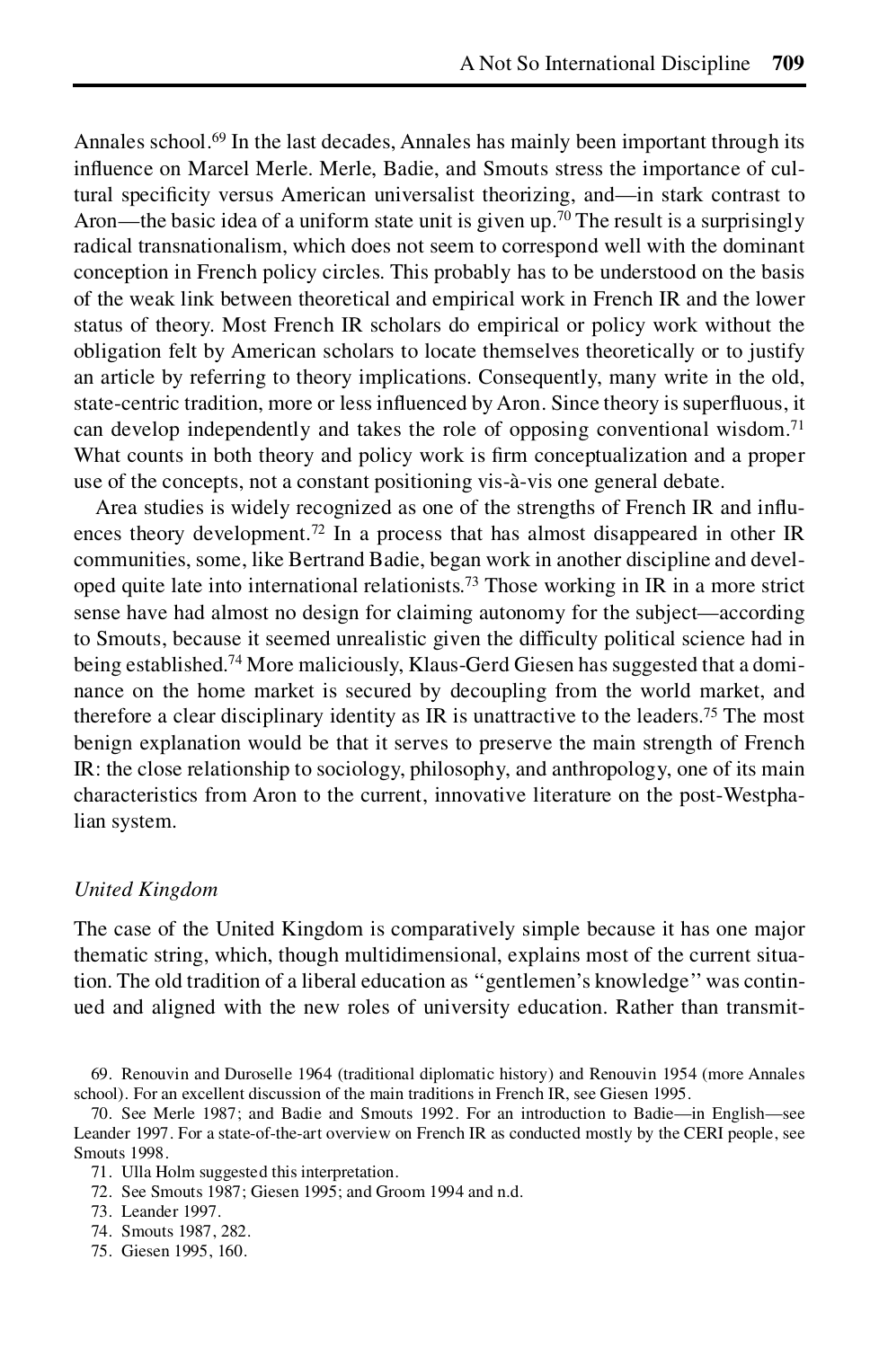Annales school.[69] In the last decades, Annales has mainly been important through its influence on Marcel Merle. Merle, Badie, and Smouts stress the importance of cultural specificity versus American universalist theorizing, and—in stark contrast to Aron—the basic idea of a uniform state unit is given up.[70] The result is a surprisingly radical transnationalism, which does not seem to correspond well with the dominant conception in French policy circles. This probably has to be understood on the basis of the weak link between theoretical and empirical work in French IR and the lower status of theory. Most French IR scholars do empirical or policy work without the obligation felt by American scholars to locate themselves theoretically or to justify an article by referring to theory implications. Consequently, many write in the old, state-centric tradition, more or less influenced by Aron. Since theory is superfluous, it can develop independently and takes the role of opposing conventional wisdom.[71] What counts in both theory and policy work is firm conceptualization and a proper use of the concepts, not a constant positioning vis-à-vis one general debate.

Area studies is widely recognized as one of the strengths of French IR and influences theory development.[72] In a process that has almost disappeared in other IR communities, some, like Bertrand Badie, began work in another discipline and developed quite late into international relationists.[73] Those working in IR in a more strict sense have had almost no design for claiming autonomy for the subject—according to Smouts, because it seemed unrealistic given the difficulty political science had in being established.[74] More maliciously, Klaus-Gerd Giesen has suggested that a dominance on the home market is secured by decoupling from the world market, and therefore a clear disciplinary identity as IR is unattractive to the leaders.[75] The most benign explanation would be that it serves to preserve the main strength of French IR: the close relationship to sociology, philosophy, and anthropology, one of its main characteristics from Aron to the current, innovative literature on the post-Westphalian system.

### *United Kingdom*

The case of the United Kingdom is comparatively simple because it has one major thematic string, which, though multidimensional, explains most of the current situation. The old tradition of a liberal education as "gentlemen's knowledge" was continued and aligned with the new roles of university education. Rather than transmit-

69. Renouvin and Duroselle 1964 (traditional diplomatic history) and Renouvin 1954 (more Annales school). For an excellent discussion of the main traditions in French IR, see Giesen 1995.

70. See Merle 1987; and Badie and Smouts 1992. For an introduction to Badie—in English—see Leander 1997. For a state-of-the-art overview on French IR as conducted mostly by the CERI people, see Smouts 1998.

71. Ulla Holm suggested this interpretation.

72. See Smouts 1987; Giesen 1995; and Groom 1994 and n.d.

73. Leander 1997.

74. Smouts 1987, 282.

75. Giesen 1995, 160.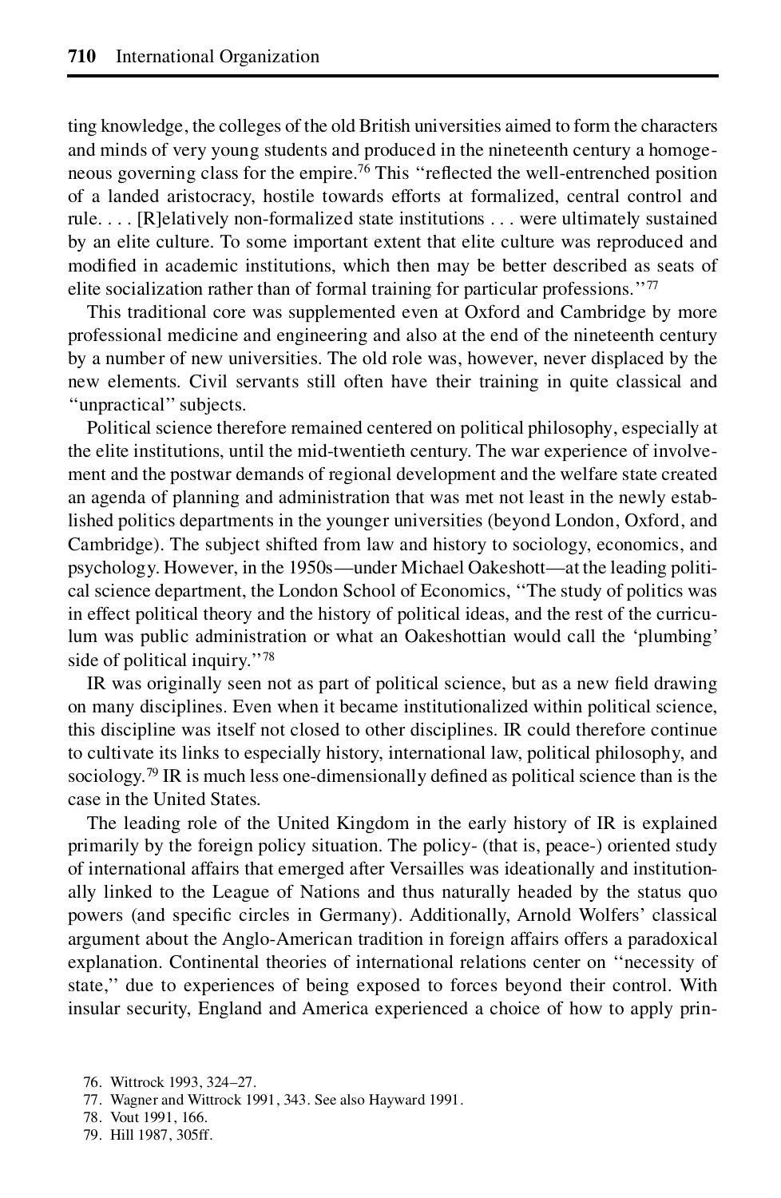ting knowledge, the colleges of the old British universities aimed to form the characters and minds of very young students and produced in the nineteenth century a homogeneous governing class for the empire.[76] This "reflected the well-entrenched position of a landed aristocracy, hostile towards efforts at formalized, central control and rule. . . . [R]elatively non-formalized state institutions . . . were ultimately sustained by an elite culture. To some important extent that elite culture was reproduced and modified in academic institutions, which then may be better described as seats of elite socialization rather than of formal training for particular professions."[77]

This traditional core was supplemented even at Oxford and Cambridge by more professional medicine and engineering and also at the end of the nineteenth century by a number of new universities. The old role was, however, never displaced by the new elements. Civil servants still often have their training in quite classical and "unpractical" subjects.

Political science therefore remained centered on political philosophy, especially at the elite institutions, until the mid-twentieth century. The war experience of involvement and the postwar demands of regional development and the welfare state created an agenda of planning and administration that was met not least in the newly established politics departments in the younger universities (beyond London, Oxford, and Cambridge). The subject shifted from law and history to sociology, economics, and psychology. However, in the 1950s—under Michael Oakeshott—at the leading political science department, the London School of Economics, "The study of politics was in effect political theory and the history of political ideas, and the rest of the curriculum was public administration or what an Oakeshottian would call the 'plumbing' side of political inquiry."[78]

IR was originally seen not as part of political science, but as a new field drawing on many disciplines. Even when it became institutionalized within political science, this discipline was itself not closed to other disciplines. IR could therefore continue to cultivate its links to especially history, international law, political philosophy, and sociology.[79] IR is much less one-dimensionally defined as political science than is the case in the United States.

The leading role of the United Kingdom in the early history of IR is explained primarily by the foreign policy situation. The policy- (that is, peace-) oriented study of international affairs that emerged after Versailles was ideationally and institutionally linked to the League of Nations and thus naturally headed by the status quo powers (and specific circles in Germany). Additionally, Arnold Wolfers' classical argument about the Anglo-American tradition in foreign affairs offers a paradoxical explanation. Continental theories of international relations center on "necessity of state," due to experiences of being exposed to forces beyond their control. With insular security, England and America experienced a choice of how to apply prin-

76. Wittrock 1993, 324–27.

77. Wagner and Wittrock 1991, 343. See also Hayward 1991.

78. Vout 1991, 166.

79. Hill 1987, 305ff.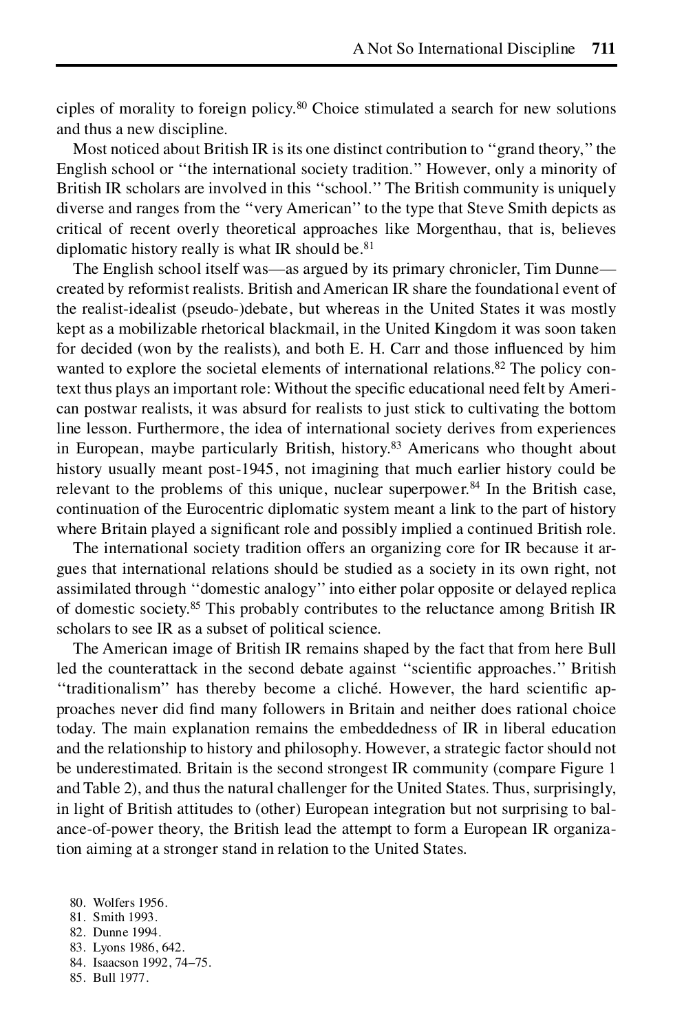ciples of morality to foreign policy.[80] Choice stimulated a search for new solutions and thus a new discipline.

Most noticed about British IR is its one distinct contribution to "grand theory," the English school or "the international society tradition." However, only a minority of British IR scholars are involved in this "school." The British community is uniquely diverse and ranges from the "very American" to the type that Steve Smith depicts as critical of recent overly theoretical approaches like Morgenthau, that is, believes diplomatic history really is what IR should be.[81]

The English school itself was—as argued by its primary chronicler, Tim Dunne—created by reformist realists. British and American IR share the foundational event of the realist-idealist (pseudo-)debate, but whereas in the United States it was mostly kept as a mobilizable rhetorical blackmail, in the United Kingdom it was soon taken for decided (won by the realists), and both E. H. Carr and those influenced by him wanted to explore the societal elements of international relations.[82] The policy context thus plays an important role: Without the specific educational need felt by American postwar realists, it was absurd for realists to just stick to cultivating the bottom line lesson. Furthermore, the idea of international society derives from experiences in European, maybe particularly British, history.[83] Americans who thought about history usually meant post-1945, not imagining that much earlier history could be relevant to the problems of this unique, nuclear superpower.[84] In the British case, continuation of the Eurocentric diplomatic system meant a link to the part of history where Britain played a significant role and possibly implied a continued British role.

The international society tradition offers an organizing core for IR because it argues that international relations should be studied as a society in its own right, not assimilated through "domestic analogy" into either polar opposite or delayed replica of domestic society.[85] This probably contributes to the reluctance among British IR scholars to see IR as a subset of political science.

The American image of British IR remains shaped by the fact that from here Bull led the counterattack in the second debate against "scientific approaches." British "traditionalism" has thereby become a cliché. However, the hard scientific approaches never did find many followers in Britain and neither does rational choice today. The main explanation remains the embeddedness of IR in liberal education and the relationship to history and philosophy. However, a strategic factor should not be underestimated. Britain is the second strongest IR community (compare Figure 1 and Table 2), and thus the natural challenger for the United States. Thus, surprisingly, in light of British attitudes to (other) European integration but not surprising to balance-of-power theory, the British lead the attempt to form a European IR organization aiming at a stronger stand in relation to the United States.

80. Wolfers 1956.
81. Smith 1993.
82. Dunne 1994.
83. Lyons 1986, 642.
84. Isaacson 1992, 74–75.
85. Bull 1977.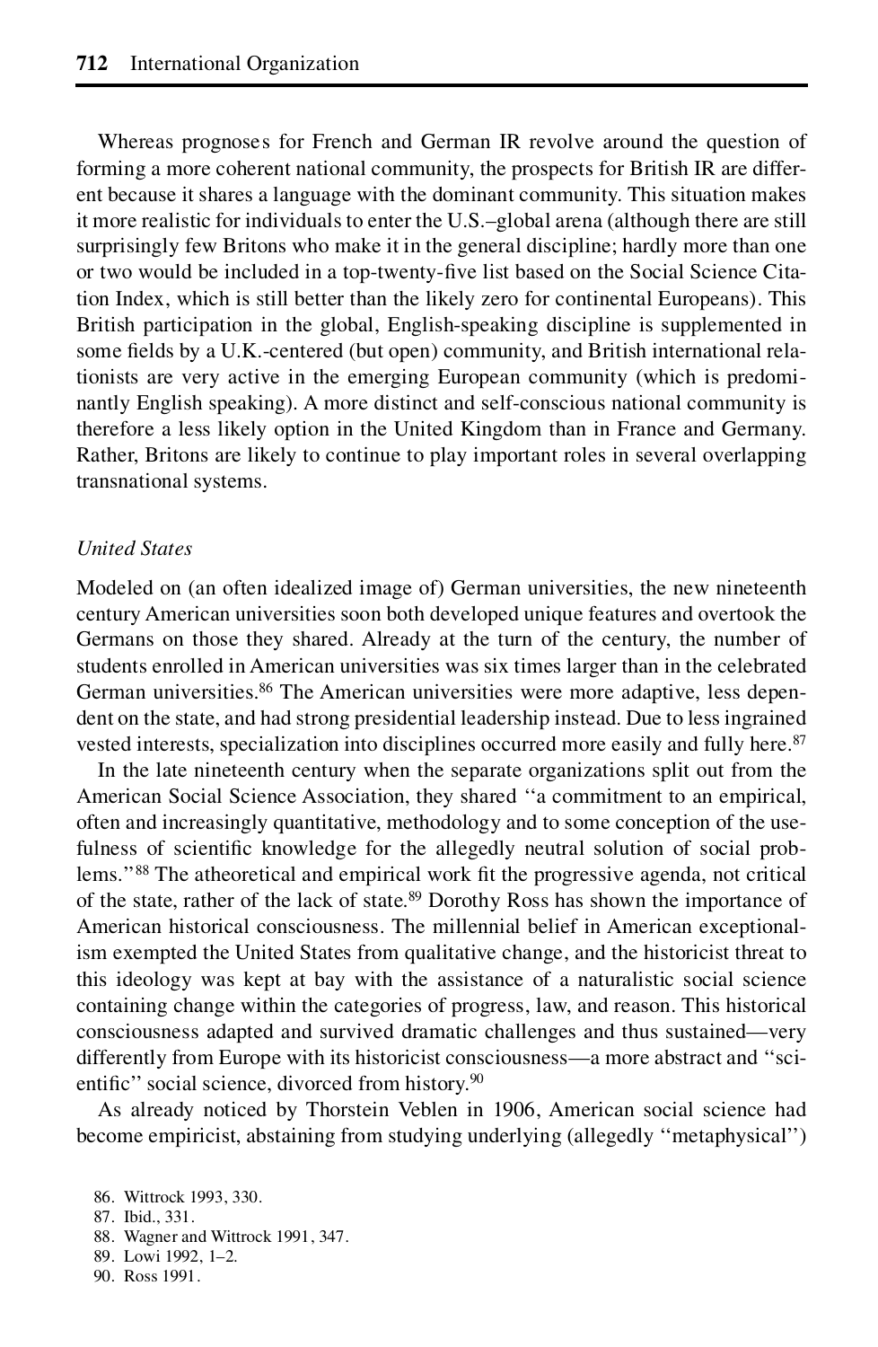Whereas prognoses for French and German IR revolve around the question of forming a more coherent national community, the prospects for British IR are different because it shares a language with the dominant community. This situation makes it more realistic for individuals to enter the U.S.–global arena (although there are still surprisingly few Britons who make it in the general discipline; hardly more than one or two would be included in a top-twenty-five list based on the Social Science Citation Index, which is still better than the likely zero for continental Europeans). This British participation in the global, English-speaking discipline is supplemented in some fields by a U.K.-centered (but open) community, and British international relationists are very active in the emerging European community (which is predominantly English speaking). A more distinct and self-conscious national community is therefore a less likely option in the United Kingdom than in France and Germany. Rather, Britons are likely to continue to play important roles in several overlapping transnational systems.

### *United States*

Modeled on (an often idealized image of) German universities, the new nineteenth century American universities soon both developed unique features and overtook the Germans on those they shared. Already at the turn of the century, the number of students enrolled in American universities was six times larger than in the celebrated German universities.[86] The American universities were more adaptive, less dependent on the state, and had strong presidential leadership instead. Due to less ingrained vested interests, specialization into disciplines occurred more easily and fully here.[87]

In the late nineteenth century when the separate organizations split out from the American Social Science Association, they shared "a commitment to an empirical, often and increasingly quantitative, methodology and to some conception of the usefulness of scientific knowledge for the allegedly neutral solution of social problems."[88] The atheoretical and empirical work fit the progressive agenda, not critical of the state, rather of the lack of state.[89] Dorothy Ross has shown the importance of American historical consciousness. The millennial belief in American exceptionalism exempted the United States from qualitative change, and the historicist threat to this ideology was kept at bay with the assistance of a naturalistic social science containing change within the categories of progress, law, and reason. This historical consciousness adapted and survived dramatic challenges and thus sustained—very differently from Europe with its historicist consciousness—a more abstract and "scientific" social science, divorced from history.[90]

As already noticed by Thorstein Veblen in 1906, American social science had become empiricist, abstaining from studying underlying (allegedly "metaphysical")

86. Wittrock 1993, 330.
87. Ibid., 331.
88. Wagner and Wittrock 1991, 347.
89. Lowi 1992, 1–2.
90. Ross 1991.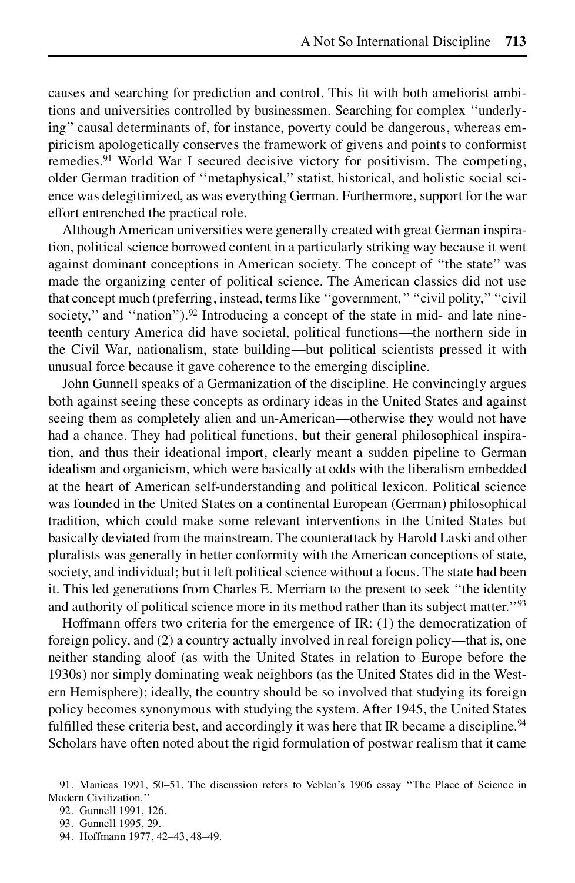causes and searching for prediction and control. This fit with both ameliorist ambitions and universities controlled by businessmen. Searching for complex "underlying" causal determinants of, for instance, poverty could be dangerous, whereas empiricism apologetically conserves the framework of givens and points to conformist remedies.[91] World War I secured decisive victory for positivism. The competing, older German tradition of "metaphysical," statist, historical, and holistic social science was delegitimized, as was everything German. Furthermore, support for the war effort entrenched the practical role.

Although American universities were generally created with great German inspiration, political science borrowed content in a particularly striking way because it went against dominant conceptions in American society. The concept of "the state" was made the organizing center of political science. The American classics did not use that concept much (preferring, instead, terms like "government," "civil polity," "civil society," and "nation").[92] Introducing a concept of the state in mid- and late nineteenth century America did have societal, political functions—the northern side in the Civil War, nationalism, state building—but political scientists pressed it with unusual force because it gave coherence to the emerging discipline.

John Gunnell speaks of a Germanization of the discipline. He convincingly argues both against seeing these concepts as ordinary ideas in the United States and against seeing them as completely alien and un-American—otherwise they would not have had a chance. They had political functions, but their general philosophical inspiration, and thus their ideational import, clearly meant a sudden pipeline to German idealism and organicism, which were basically at odds with the liberalism embedded at the heart of American self-understanding and political lexicon. Political science was founded in the United States on a continental European (German) philosophical tradition, which could make some relevant interventions in the United States but basically deviated from the mainstream. The counterattack by Harold Laski and other pluralists was generally in better conformity with the American conceptions of state, society, and individual; but it left political science without a focus. The state had been it. This led generations from Charles E. Merriam to the present to seek "the identity and authority of political science more in its method rather than its subject matter."[93]

Hoffmann offers two criteria for the emergence of IR: (1) the democratization of foreign policy, and (2) a country actually involved in real foreign policy—that is, one neither standing aloof (as with the United States in relation to Europe before the 1930s) nor simply dominating weak neighbors (as the United States did in the Western Hemisphere); ideally, the country should be so involved that studying its foreign policy becomes synonymous with studying the system. After 1945, the United States fulfilled these criteria best, and accordingly it was here that IR became a discipline.[94] Scholars have often noted about the rigid formulation of postwar realism that it came

91. Manicas 1991, 50–51. The discussion refers to Veblen's 1906 essay "The Place of Science in Modern Civilization."

92. Gunnell 1991, 126.

93. Gunnell 1995, 29.

94. Hoffmann 1977, 42–43, 48–49.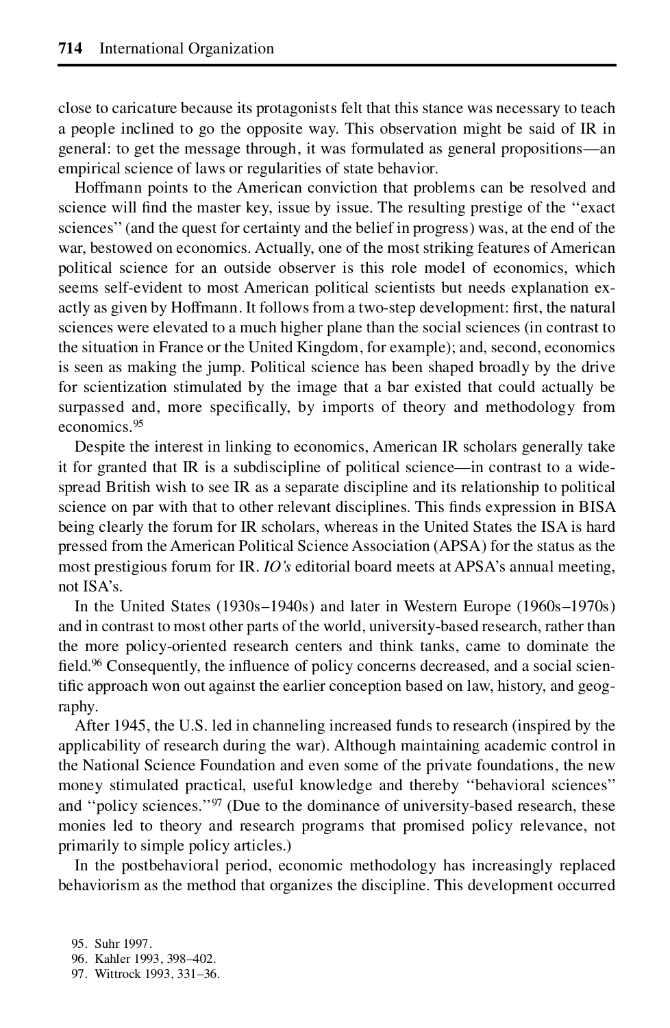close to caricature because its protagonists felt that this stance was necessary to teach a people inclined to go the opposite way. This observation might be said of IR in general: to get the message through, it was formulated as general propositions—an empirical science of laws or regularities of state behavior.

Hoffmann points to the American conviction that problems can be resolved and science will find the master key, issue by issue. The resulting prestige of the "exact sciences" (and the quest for certainty and the belief in progress) was, at the end of the war, bestowed on economics. Actually, one of the most striking features of American political science for an outside observer is this role model of economics, which seems self-evident to most American political scientists but needs explanation exactly as given by Hoffmann. It follows from a two-step development: first, the natural sciences were elevated to a much higher plane than the social sciences (in contrast to the situation in France or the United Kingdom, for example); and, second, economics is seen as making the jump. Political science has been shaped broadly by the drive for scientization stimulated by the image that a bar existed that could actually be surpassed and, more specifically, by imports of theory and methodology from economics.[95]

Despite the interest in linking to economics, American IR scholars generally take it for granted that IR is a subdiscipline of political science—in contrast to a widespread British wish to see IR as a separate discipline and its relationship to political science on par with that to other relevant disciplines. This finds expression in BISA being clearly the forum for IR scholars, whereas in the United States the ISA is hard pressed from the American Political Science Association (APSA) for the status as the most prestigious forum for IR. *IO's* editorial board meets at APSA's annual meeting, not ISA's.

In the United States (1930s–1940s) and later in Western Europe (1960s–1970s) and in contrast to most other parts of the world, university-based research, rather than the more policy-oriented research centers and think tanks, came to dominate the field.[96] Consequently, the influence of policy concerns decreased, and a social scientific approach won out against the earlier conception based on law, history, and geography.

After 1945, the U.S. led in channeling increased funds to research (inspired by the applicability of research during the war). Although maintaining academic control in the National Science Foundation and even some of the private foundations, the new money stimulated practical, useful knowledge and thereby "behavioral sciences" and "policy sciences."[97] (Due to the dominance of university-based research, these monies led to theory and research programs that promised policy relevance, not primarily to simple policy articles.)

In the postbehavioral period, economic methodology has increasingly replaced behaviorism as the method that organizes the discipline. This development occurred

95. Suhr 1997.
96. Kahler 1993, 398–402.
97. Wittrock 1993, 331–36.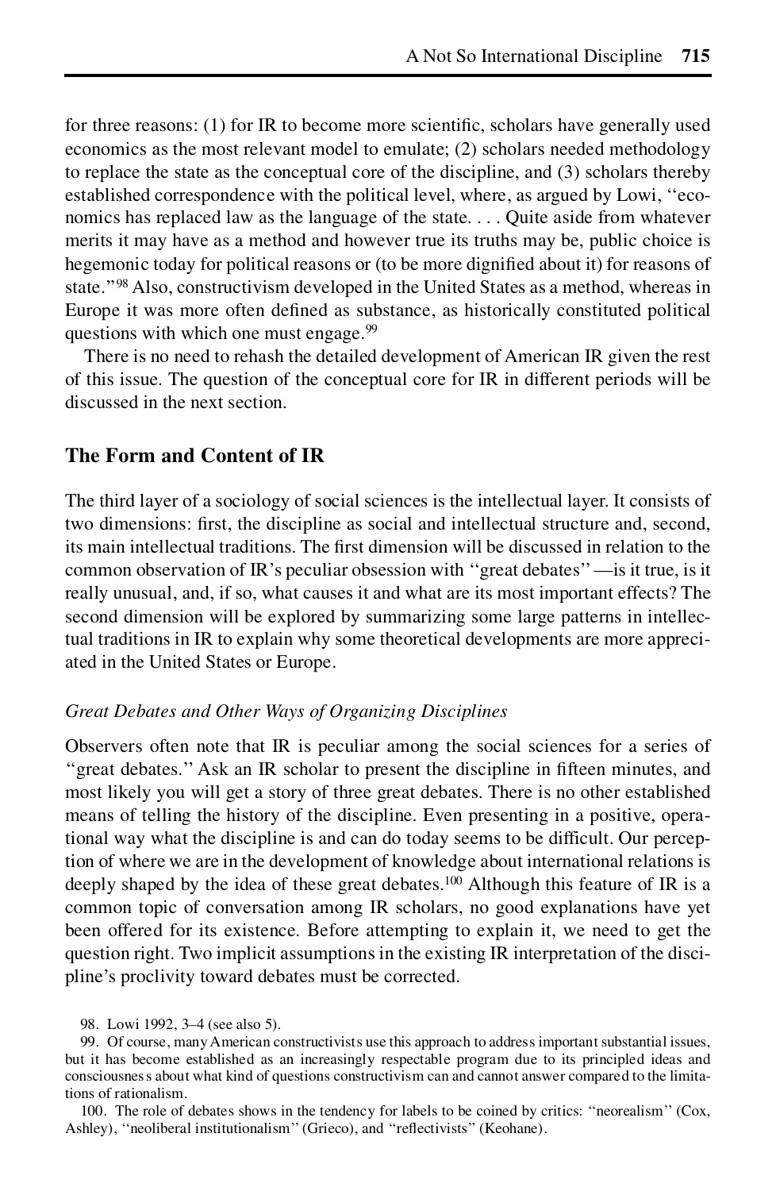for three reasons: (1) for IR to become more scientific, scholars have generally used economics as the most relevant model to emulate; (2) scholars needed methodology to replace the state as the conceptual core of the discipline, and (3) scholars thereby established correspondence with the political level, where, as argued by Lowi, ''economics has replaced law as the language of the state. . . . Quite aside from whatever merits it may have as a method and however true its truths may be, public choice is hegemonic today for political reasons or (to be more dignified about it) for reasons of state.''[98] Also, constructivism developed in the United States as a method, whereas in Europe it was more often defined as substance, as historically constituted political questions with which one must engage.[99]

There is no need to rehash the detailed development of American IR given the rest of this issue. The question of the conceptual core for IR in different periods will be discussed in the next section.

## The Form and Content of IR

The third layer of a sociology of social sciences is the intellectual layer. It consists of two dimensions: first, the discipline as social and intellectual structure and, second, its main intellectual traditions. The first dimension will be discussed in relation to the common observation of IR's peculiar obsession with ''great debates''—is it true, is it really unusual, and, if so, what causes it and what are its most important effects? The second dimension will be explored by summarizing some large patterns in intellectual traditions in IR to explain why some theoretical developments are more appreciated in the United States or Europe.

### *Great Debates and Other Ways of Organizing Disciplines*

Observers often note that IR is peculiar among the social sciences for a series of ''great debates.'' Ask an IR scholar to present the discipline in fifteen minutes, and most likely you will get a story of three great debates. There is no other established means of telling the history of the discipline. Even presenting in a positive, operational way what the discipline is and can do today seems to be difficult. Our perception of where we are in the development of knowledge about international relations is deeply shaped by the idea of these great debates.[100] Although this feature of IR is a common topic of conversation among IR scholars, no good explanations have yet been offered for its existence. Before attempting to explain it, we need to get the question right. Two implicit assumptions in the existing IR interpretation of the discipline's proclivity toward debates must be corrected.

98. Lowi 1992, 3–4 (see also 5).

99. Of course, many American constructivists use this approach to address important substantial issues, but it has become established as an increasingly respectable program due to its principled ideas and consciousness about what kind of questions constructivism can and cannot answer compared to the limitations of rationalism.

100. The role of debates shows in the tendency for labels to be coined by critics: ''neorealism'' (Cox, Ashley), ''neoliberal institutionalism'' (Grieco), and ''reflectivists'' (Keohane).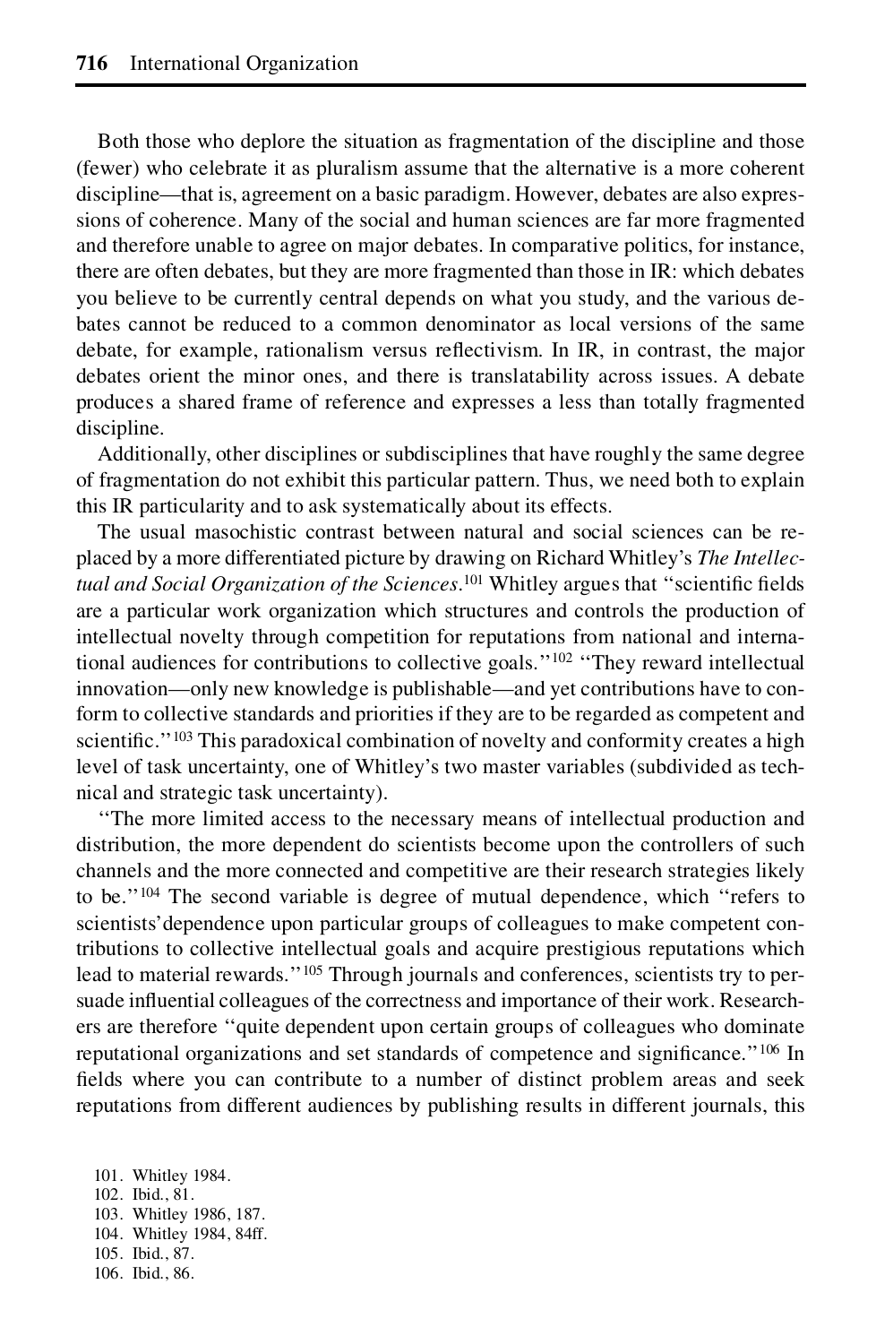Both those who deplore the situation as fragmentation of the discipline and those (fewer) who celebrate it as pluralism assume that the alternative is a more coherent discipline—that is, agreement on a basic paradigm. However, debates are also expressions of coherence. Many of the social and human sciences are far more fragmented and therefore unable to agree on major debates. In comparative politics, for instance, there are often debates, but they are more fragmented than those in IR: which debates you believe to be currently central depends on what you study, and the various debates cannot be reduced to a common denominator as local versions of the same debate, for example, rationalism versus reflectivism. In IR, in contrast, the major debates orient the minor ones, and there is translatability across issues. A debate produces a shared frame of reference and expresses a less than totally fragmented discipline.

Additionally, other disciplines or subdisciplines that have roughly the same degree of fragmentation do not exhibit this particular pattern. Thus, we need both to explain this IR particularity and to ask systematically about its effects.

The usual masochistic contrast between natural and social sciences can be replaced by a more differentiated picture by drawing on Richard Whitley's *The Intellectual and Social Organization of the Sciences*.[101] Whitley argues that "scientific fields are a particular work organization which structures and controls the production of intellectual novelty through competition for reputations from national and international audiences for contributions to collective goals."[102] "They reward intellectual innovation—only new knowledge is publishable—and yet contributions have to conform to collective standards and priorities if they are to be regarded as competent and scientific."[103] This paradoxical combination of novelty and conformity creates a high level of task uncertainty, one of Whitley's two master variables (subdivided as technical and strategic task uncertainty).

"The more limited access to the necessary means of intellectual production and distribution, the more dependent do scientists become upon the controllers of such channels and the more connected and competitive are their research strategies likely to be."[104] The second variable is degree of mutual dependence, which "refers to scientists' dependence upon particular groups of colleagues to make competent contributions to collective intellectual goals and acquire prestigious reputations which lead to material rewards."[105] Through journals and conferences, scientists try to persuade influential colleagues of the correctness and importance of their work. Researchers are therefore "quite dependent upon certain groups of colleagues who dominate reputational organizations and set standards of competence and significance."[106] In fields where you can contribute to a number of distinct problem areas and seek reputations from different audiences by publishing results in different journals, this

101. Whitley 1984.
102. Ibid., 81.
103. Whitley 1986, 187.
104. Whitley 1984, 84ff.
105. Ibid., 87.
106. Ibid., 86.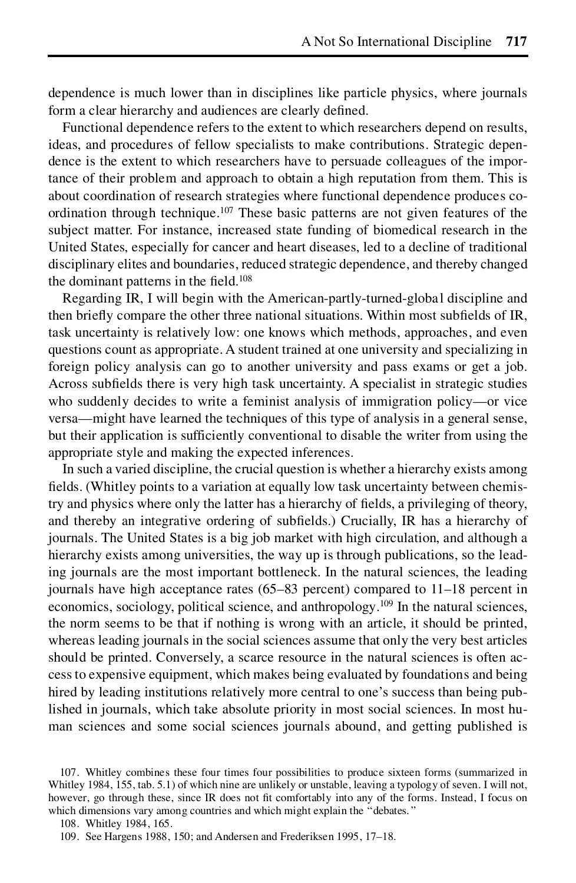dependence is much lower than in disciplines like particle physics, where journals form a clear hierarchy and audiences are clearly defined.

Functional dependence refers to the extent to which researchers depend on results, ideas, and procedures of fellow specialists to make contributions. Strategic dependence is the extent to which researchers have to persuade colleagues of the importance of their problem and approach to obtain a high reputation from them. This is about coordination of research strategies where functional dependence produces coordination through technique.[107] These basic patterns are not given features of the subject matter. For instance, increased state funding of biomedical research in the United States, especially for cancer and heart diseases, led to a decline of traditional disciplinary elites and boundaries, reduced strategic dependence, and thereby changed the dominant patterns in the field.[108]

Regarding IR, I will begin with the American-partly-turned-global discipline and then briefly compare the other three national situations. Within most subfields of IR, task uncertainty is relatively low: one knows which methods, approaches, and even questions count as appropriate. A student trained at one university and specializing in foreign policy analysis can go to another university and pass exams or get a job. Across subfields there is very high task uncertainty. A specialist in strategic studies who suddenly decides to write a feminist analysis of immigration policy—or vice versa—might have learned the techniques of this type of analysis in a general sense, but their application is sufficiently conventional to disable the writer from using the appropriate style and making the expected inferences.

In such a varied discipline, the crucial question is whether a hierarchy exists among fields. (Whitley points to a variation at equally low task uncertainty between chemistry and physics where only the latter has a hierarchy of fields, a privileging of theory, and thereby an integrative ordering of subfields.) Crucially, IR has a hierarchy of journals. The United States is a big job market with high circulation, and although a hierarchy exists among universities, the way up is through publications, so the leading journals are the most important bottleneck. In the natural sciences, the leading journals have high acceptance rates (65–83 percent) compared to 11–18 percent in economics, sociology, political science, and anthropology.[109] In the natural sciences, the norm seems to be that if nothing is wrong with an article, it should be printed, whereas leading journals in the social sciences assume that only the very best articles should be printed. Conversely, a scarce resource in the natural sciences is often access to expensive equipment, which makes being evaluated by foundations and being hired by leading institutions relatively more central to one's success than being published in journals, which take absolute priority in most social sciences. In most human sciences and some social sciences journals abound, and getting published is

107. Whitley combines these four times four possibilities to produce sixteen forms (summarized in Whitley 1984, 155, tab. 5.1) of which nine are unlikely or unstable, leaving a typology of seven. I will not, however, go through these, since IR does not fit comfortably into any of the forms. Instead, I focus on which dimensions vary among countries and which might explain the "debates."

108. Whitley 1984, 165.

109. See Hargens 1988, 150; and Andersen and Frederiksen 1995, 17–18.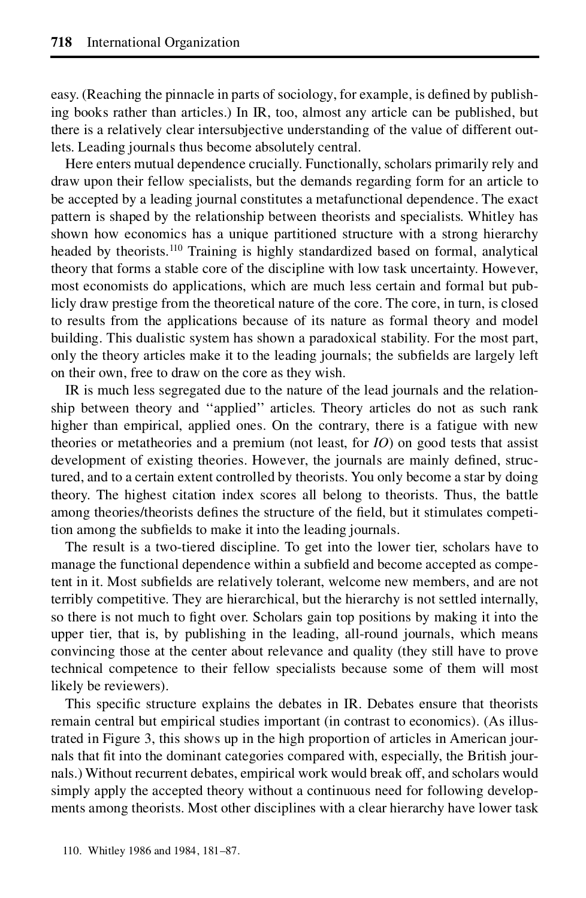easy. (Reaching the pinnacle in parts of sociology, for example, is defined by publishing books rather than articles.) In IR, too, almost any article can be published, but there is a relatively clear intersubjective understanding of the value of different outlets. Leading journals thus become absolutely central.

Here enters mutual dependence crucially. Functionally, scholars primarily rely and draw upon their fellow specialists, but the demands regarding form for an article to be accepted by a leading journal constitutes a metafunctional dependence. The exact pattern is shaped by the relationship between theorists and specialists. Whitley has shown how economics has a unique partitioned structure with a strong hierarchy headed by theorists.[110] Training is highly standardized based on formal, analytical theory that forms a stable core of the discipline with low task uncertainty. However, most economists do applications, which are much less certain and formal but publicly draw prestige from the theoretical nature of the core. The core, in turn, is closed to results from the applications because of its nature as formal theory and model building. This dualistic system has shown a paradoxical stability. For the most part, only the theory articles make it to the leading journals; the subfields are largely left on their own, free to draw on the core as they wish.

IR is much less segregated due to the nature of the lead journals and the relationship between theory and "applied" articles. Theory articles do not as such rank higher than empirical, applied ones. On the contrary, there is a fatigue with new theories or metatheories and a premium (not least, for *IO*) on good tests that assist development of existing theories. However, the journals are mainly defined, structured, and to a certain extent controlled by theorists. You only become a star by doing theory. The highest citation index scores all belong to theorists. Thus, the battle among theories/theorists defines the structure of the field, but it stimulates competition among the subfields to make it into the leading journals.

The result is a two-tiered discipline. To get into the lower tier, scholars have to manage the functional dependence within a subfield and become accepted as competent in it. Most subfields are relatively tolerant, welcome new members, and are not terribly competitive. They are hierarchical, but the hierarchy is not settled internally, so there is not much to fight over. Scholars gain top positions by making it into the upper tier, that is, by publishing in the leading, all-round journals, which means convincing those at the center about relevance and quality (they still have to prove technical competence to their fellow specialists because some of them will most likely be reviewers).

This specific structure explains the debates in IR. Debates ensure that theorists remain central but empirical studies important (in contrast to economics). (As illustrated in Figure 3, this shows up in the high proportion of articles in American journals that fit into the dominant categories compared with, especially, the British journals.) Without recurrent debates, empirical work would break off, and scholars would simply apply the accepted theory without a continuous need for following developments among theorists. Most other disciplines with a clear hierarchy have lower task

110. Whitley 1986 and 1984, 181–87.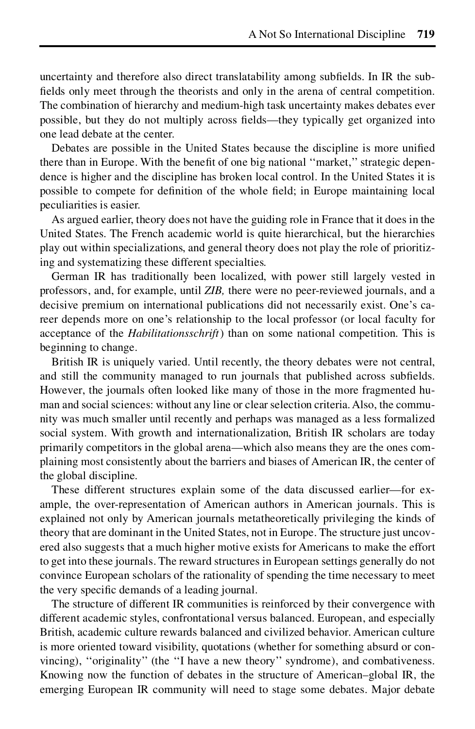uncertainty and therefore also direct translatability among subfields. In IR the subfields only meet through the theorists and only in the arena of central competition. The combination of hierarchy and medium-high task uncertainty makes debates ever possible, but they do not multiply across fields—they typically get organized into one lead debate at the center.

Debates are possible in the United States because the discipline is more unified there than in Europe. With the benefit of one big national "market," strategic dependence is higher and the discipline has broken local control. In the United States it is possible to compete for definition of the whole field; in Europe maintaining local peculiarities is easier.

As argued earlier, theory does not have the guiding role in France that it does in the United States. The French academic world is quite hierarchical, but the hierarchies play out within specializations, and general theory does not play the role of prioritizing and systematizing these different specialties.

German IR has traditionally been localized, with power still largely vested in professors, and, for example, until *ZIB,* there were no peer-reviewed journals, and a decisive premium on international publications did not necessarily exist. One's career depends more on one's relationship to the local professor (or local faculty for acceptance of the *Habilitationsschrift*) than on some national competition. This is beginning to change.

British IR is uniquely varied. Until recently, the theory debates were not central, and still the community managed to run journals that published across subfields. However, the journals often looked like many of those in the more fragmented human and social sciences: without any line or clear selection criteria. Also, the community was much smaller until recently and perhaps was managed as a less formalized social system. With growth and internationalization, British IR scholars are today primarily competitors in the global arena—which also means they are the ones complaining most consistently about the barriers and biases of American IR, the center of the global discipline.

These different structures explain some of the data discussed earlier—for example, the over-representation of American authors in American journals. This is explained not only by American journals metatheoretically privileging the kinds of theory that are dominant in the United States, not in Europe. The structure just uncovered also suggests that a much higher motive exists for Americans to make the effort to get into these journals. The reward structures in European settings generally do not convince European scholars of the rationality of spending the time necessary to meet the very specific demands of a leading journal.

The structure of different IR communities is reinforced by their convergence with different academic styles, confrontational versus balanced. European, and especially British, academic culture rewards balanced and civilized behavior. American culture is more oriented toward visibility, quotations (whether for something absurd or convincing), "originality" (the "I have a new theory" syndrome), and combativeness. Knowing now the function of debates in the structure of American–global IR, the emerging European IR community will need to stage some debates. Major debate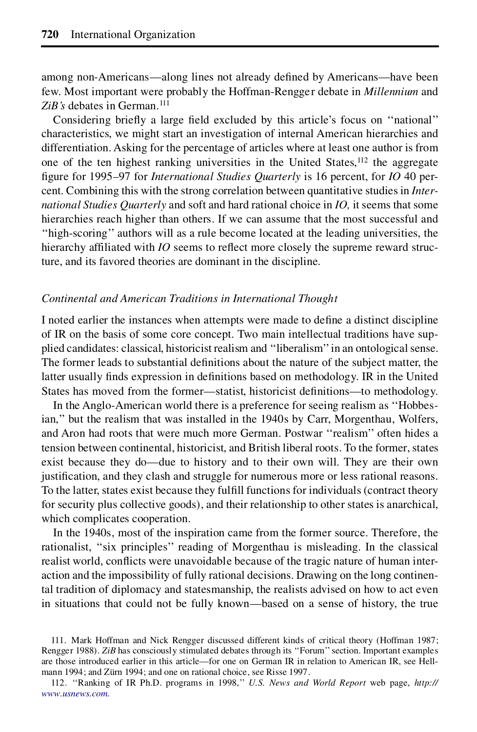among non-Americans—along lines not already defined by Americans—have been few. Most important were probably the Hoffman-Rengger debate in *Millennium* and *ZiB's* debates in German.[111]

Considering briefly a large field excluded by this article's focus on "national" characteristics, we might start an investigation of internal American hierarchies and differentiation. Asking for the percentage of articles where at least one author is from one of the ten highest ranking universities in the United States,[112] the aggregate figure for 1995–97 for *International Studies Quarterly* is 16 percent, for *IO* 40 percent. Combining this with the strong correlation between quantitative studies in *International Studies Quarterly* and soft and hard rational choice in *IO,* it seems that some hierarchies reach higher than others. If we can assume that the most successful and "high-scoring" authors will as a rule become located at the leading universities, the hierarchy affiliated with *IO* seems to reflect more closely the supreme reward structure, and its favored theories are dominant in the discipline.

### *Continental and American Traditions in International Thought*

I noted earlier the instances when attempts were made to define a distinct discipline of IR on the basis of some core concept. Two main intellectual traditions have supplied candidates: classical, historicist realism and "liberalism" in an ontological sense. The former leads to substantial definitions about the nature of the subject matter, the latter usually finds expression in definitions based on methodology. IR in the United States has moved from the former—statist, historicist definitions—to methodology.

In the Anglo-American world there is a preference for seeing realism as "Hobbesian," but the realism that was installed in the 1940s by Carr, Morgenthau, Wolfers, and Aron had roots that were much more German. Postwar "realism" often hides a tension between continental, historicist, and British liberal roots. To the former, states exist because they do—due to history and to their own will. They are their own justification, and they clash and struggle for numerous more or less rational reasons. To the latter, states exist because they fulfill functions for individuals (contract theory for security plus collective goods), and their relationship to other states is anarchical, which complicates cooperation.

In the 1940s, most of the inspiration came from the former source. Therefore, the rationalist, "six principles" reading of Morgenthau is misleading. In the classical realist world, conflicts were unavoidable because of the tragic nature of human interaction and the impossibility of fully rational decisions. Drawing on the long continental tradition of diplomacy and statesmanship, the realists advised on how to act even in situations that could not be fully known—based on a sense of history, the true

111. Mark Hoffman and Nick Rengger discussed different kinds of critical theory (Hoffman 1987; Rengger 1988). *ZiB* has consciously stimulated debates through its "Forum" section. Important examples are those introduced earlier in this article—for one on German IR in relation to American IR, see Hellmann 1994; and Zürn 1994; and one on rational choice, see Risse 1997.

112. "Ranking of IR Ph.D. programs in 1998," *U.S. News and World Report* web page, *http://www.usnews.com.*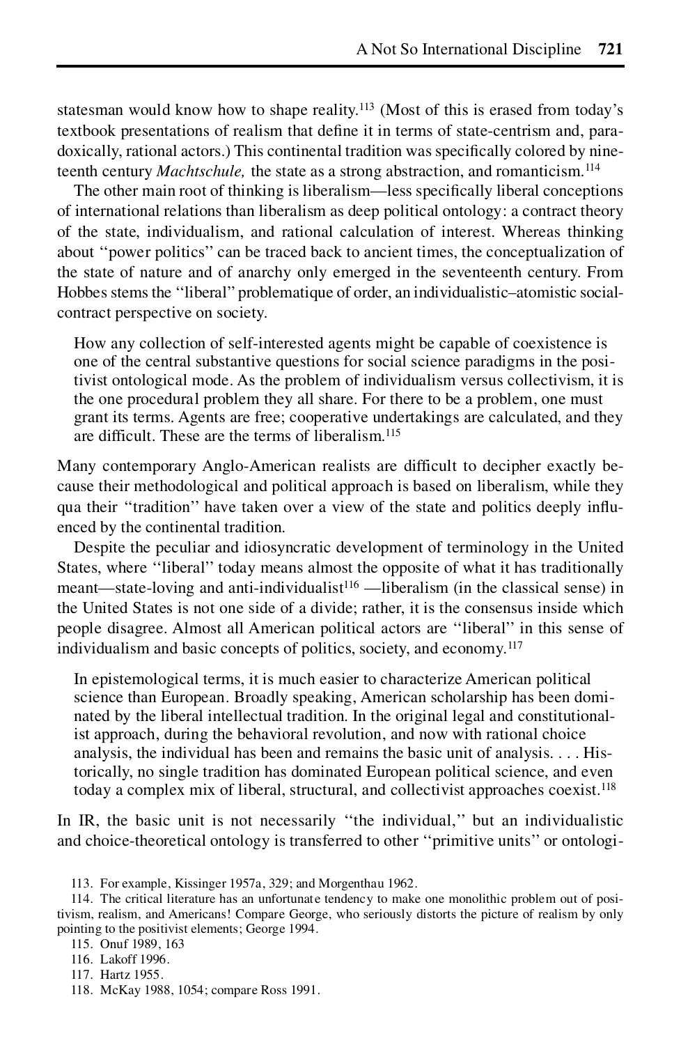statesman would know how to shape reality.[113] (Most of this is erased from today's textbook presentations of realism that define it in terms of state-centrism and, paradoxically, rational actors.) This continental tradition was specifically colored by nineteenth century *Machtschule,* the state as a strong abstraction, and romanticism.[114]

The other main root of thinking is liberalism—less specifically liberal conceptions of international relations than liberalism as deep political ontology: a contract theory of the state, individualism, and rational calculation of interest. Whereas thinking about "power politics" can be traced back to ancient times, the conceptualization of the state of nature and of anarchy only emerged in the seventeenth century. From Hobbes stems the "liberal" problematique of order, an individualistic–atomistic social-contract perspective on society.

> How any collection of self-interested agents might be capable of coexistence is one of the central substantive questions for social science paradigms in the positivist ontological mode. As the problem of individualism versus collectivism, it is the one procedural problem they all share. For there to be a problem, one must grant its terms. Agents are free; cooperative undertakings are calculated, and they are difficult. These are the terms of liberalism.[115]

Many contemporary Anglo-American realists are difficult to decipher exactly because their methodological and political approach is based on liberalism, while they qua their "tradition" have taken over a view of the state and politics deeply influenced by the continental tradition.

Despite the peculiar and idiosyncratic development of terminology in the United States, where "liberal" today means almost the opposite of what it has traditionally meant—state-loving and anti-individualist[116] —liberalism (in the classical sense) in the United States is not one side of a divide; rather, it is the consensus inside which people disagree. Almost all American political actors are "liberal" in this sense of individualism and basic concepts of politics, society, and economy.[117]

> In epistemological terms, it is much easier to characterize American political science than European. Broadly speaking, American scholarship has been dominated by the liberal intellectual tradition. In the original legal and constitutionalist approach, during the behavioral revolution, and now with rational choice analysis, the individual has been and remains the basic unit of analysis. . . . Historically, no single tradition has dominated European political science, and even today a complex mix of liberal, structural, and collectivist approaches coexist.[118]

In IR, the basic unit is not necessarily "the individual," but an individualistic and choice-theoretical ontology is transferred to other "primitive units" or ontologi-

113. For example, Kissinger 1957a, 329; and Morgenthau 1962.

114. The critical literature has an unfortunate tendency to make one monolithic problem out of positivism, realism, and Americans! Compare George, who seriously distorts the picture of realism by only pointing to the positivist elements; George 1994.

115. Onuf 1989, 163

116. Lakoff 1996.

117. Hartz 1955.

118. McKay 1988, 1054; compare Ross 1991.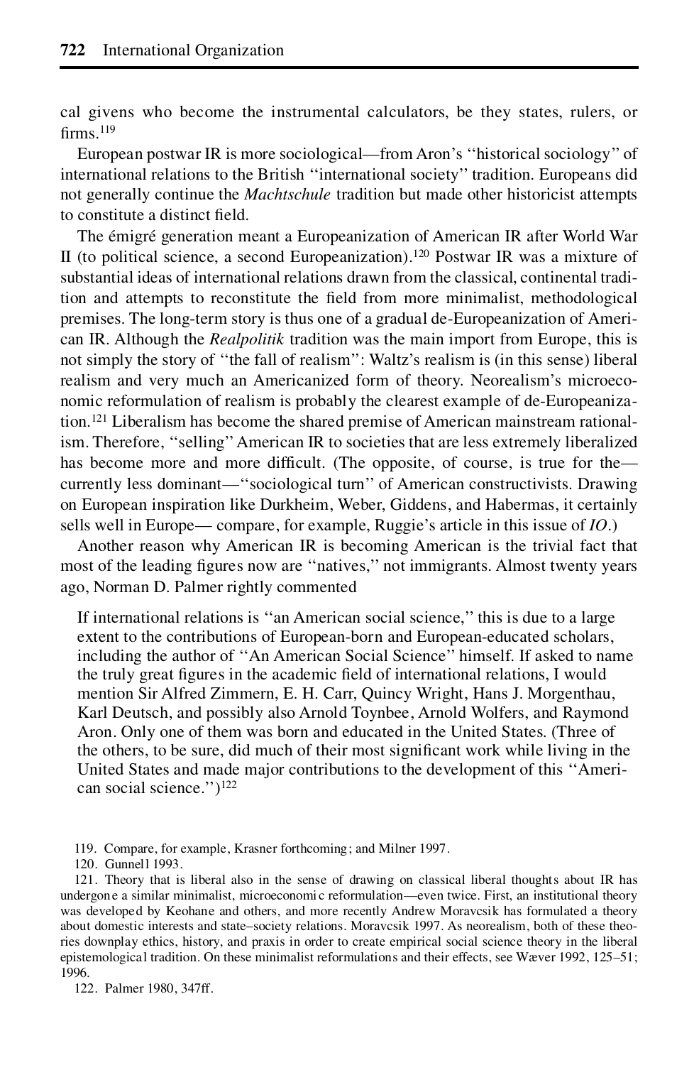cal givens who become the instrumental calculators, be they states, rulers, or firms.[119]

European postwar IR is more sociological—from Aron's "historical sociology" of international relations to the British "international society" tradition. Europeans did not generally continue the *Machtschule* tradition but made other historicist attempts to constitute a distinct field.

The émigré generation meant a Europeanization of American IR after World War II (to political science, a second Europeanization).[120] Postwar IR was a mixture of substantial ideas of international relations drawn from the classical, continental tradition and attempts to reconstitute the field from more minimalist, methodological premises. The long-term story is thus one of a gradual de-Europeanization of American IR. Although the *Realpolitik* tradition was the main import from Europe, this is not simply the story of "the fall of realism": Waltz's realism is (in this sense) liberal realism and very much an Americanized form of theory. Neorealism's microeconomic reformulation of realism is probably the clearest example of de-Europeanization.[121] Liberalism has become the shared premise of American mainstream rationalism. Therefore, "selling" American IR to societies that are less extremely liberalized has become more and more difficult. (The opposite, of course, is true for the—currently less dominant—"sociological turn" of American constructivists. Drawing on European inspiration like Durkheim, Weber, Giddens, and Habermas, it certainly sells well in Europe— compare, for example, Ruggie's article in this issue of *IO*.)

Another reason why American IR is becoming American is the trivial fact that most of the leading figures now are "natives," not immigrants. Almost twenty years ago, Norman D. Palmer rightly commented

> If international relations is "an American social science," this is due to a large extent to the contributions of European-born and European-educated scholars, including the author of "An American Social Science" himself. If asked to name the truly great figures in the academic field of international relations, I would mention Sir Alfred Zimmern, E. H. Carr, Quincy Wright, Hans J. Morgenthau, Karl Deutsch, and possibly also Arnold Toynbee, Arnold Wolfers, and Raymond Aron. Only one of them was born and educated in the United States. (Three of the others, to be sure, did much of their most significant work while living in the United States and made major contributions to the development of this "American social science.")[122]

119. Compare, for example, Krasner forthcoming; and Milner 1997.

120. Gunnell 1993.

121. Theory that is liberal also in the sense of drawing on classical liberal thoughts about IR has undergone a similar minimalist, microeconomic reformulation—even twice. First, an institutional theory was developed by Keohane and others, and more recently Andrew Moravcsik has formulated a theory about domestic interests and state–society relations. Moravcsik 1997. As neorealism, both of these theories downplay ethics, history, and praxis in order to create empirical social science theory in the liberal epistemological tradition. On these minimalist reformulations and their effects, see Wæver 1992, 125–51; 1996.

122. Palmer 1980, 347ff.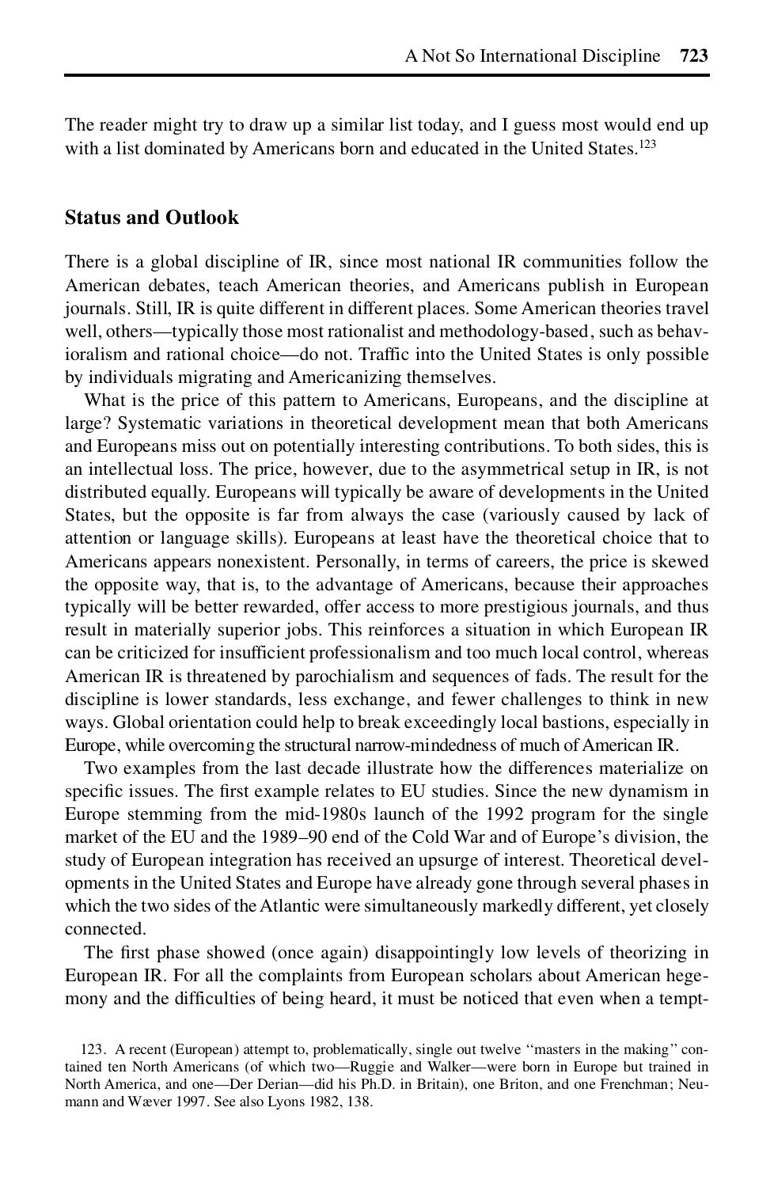The reader might try to draw up a similar list today, and I guess most would end up with a list dominated by Americans born and educated in the United States.[123]

## Status and Outlook

There is a global discipline of IR, since most national IR communities follow the American debates, teach American theories, and Americans publish in European journals. Still, IR is quite different in different places. Some American theories travel well, others—typically those most rationalist and methodology-based, such as behavioralism and rational choice—do not. Traffic into the United States is only possible by individuals migrating and Americanizing themselves.

What is the price of this pattern to Americans, Europeans, and the discipline at large? Systematic variations in theoretical development mean that both Americans and Europeans miss out on potentially interesting contributions. To both sides, this is an intellectual loss. The price, however, due to the asymmetrical setup in IR, is not distributed equally. Europeans will typically be aware of developments in the United States, but the opposite is far from always the case (variously caused by lack of attention or language skills). Europeans at least have the theoretical choice that to Americans appears nonexistent. Personally, in terms of careers, the price is skewed the opposite way, that is, to the advantage of Americans, because their approaches typically will be better rewarded, offer access to more prestigious journals, and thus result in materially superior jobs. This reinforces a situation in which European IR can be criticized for insufficient professionalism and too much local control, whereas American IR is threatened by parochialism and sequences of fads. The result for the discipline is lower standards, less exchange, and fewer challenges to think in new ways. Global orientation could help to break exceedingly local bastions, especially in Europe, while overcoming the structural narrow-mindedness of much of American IR.

Two examples from the last decade illustrate how the differences materialize on specific issues. The first example relates to EU studies. Since the new dynamism in Europe stemming from the mid-1980s launch of the 1992 program for the single market of the EU and the 1989–90 end of the Cold War and of Europe's division, the study of European integration has received an upsurge of interest. Theoretical developments in the United States and Europe have already gone through several phases in which the two sides of the Atlantic were simultaneously markedly different, yet closely connected.

The first phase showed (once again) disappointingly low levels of theorizing in European IR. For all the complaints from European scholars about American hegemony and the difficulties of being heard, it must be noticed that even when a tempt-

123. A recent (European) attempt to, problematically, single out twelve "masters in the making" contained ten North Americans (of which two—Ruggie and Walker—were born in Europe but trained in North America, and one—Der Derian—did his Ph.D. in Britain), one Briton, and one Frenchman; Neumann and Wæver 1997. See also Lyons 1982, 138.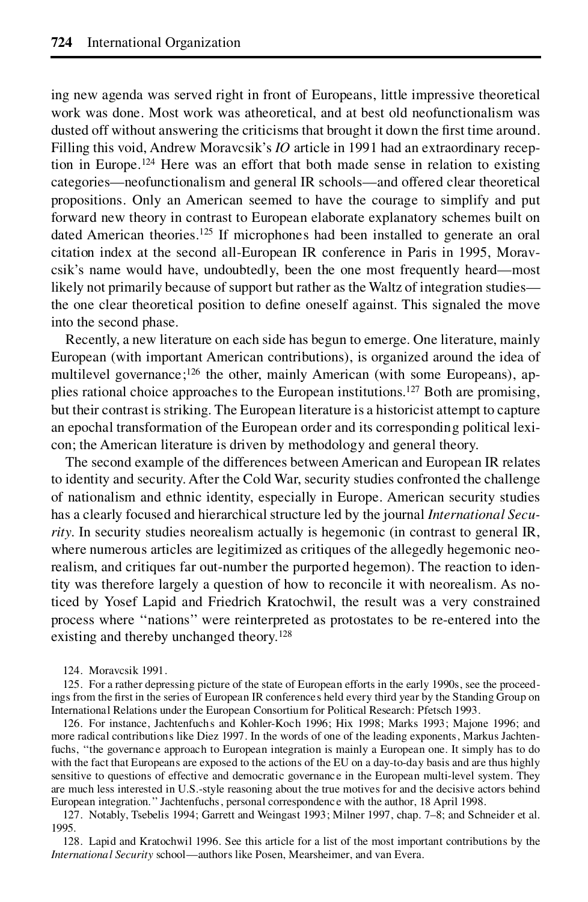ing new agenda was served right in front of Europeans, little impressive theoretical work was done. Most work was atheoretical, and at best old neofunctionalism was dusted off without answering the criticisms that brought it down the first time around. Filling this void, Andrew Moravcsik's *IO* article in 1991 had an extraordinary reception in Europe.[124] Here was an effort that both made sense in relation to existing categories—neofunctionalism and general IR schools—and offered clear theoretical propositions. Only an American seemed to have the courage to simplify and put forward new theory in contrast to European elaborate explanatory schemes built on dated American theories.[125] If microphones had been installed to generate an oral citation index at the second all-European IR conference in Paris in 1995, Moravcsik's name would have, undoubtedly, been the one most frequently heard—most likely not primarily because of support but rather as the Waltz of integration studies—the one clear theoretical position to define oneself against. This signaled the move into the second phase.

Recently, a new literature on each side has begun to emerge. One literature, mainly European (with important American contributions), is organized around the idea of multilevel governance;[126] the other, mainly American (with some Europeans), applies rational choice approaches to the European institutions.[127] Both are promising, but their contrast is striking. The European literature is a historicist attempt to capture an epochal transformation of the European order and its corresponding political lexicon; the American literature is driven by methodology and general theory.

The second example of the differences between American and European IR relates to identity and security. After the Cold War, security studies confronted the challenge of nationalism and ethnic identity, especially in Europe. American security studies has a clearly focused and hierarchical structure led by the journal *International Security*. In security studies neorealism actually is hegemonic (in contrast to general IR, where numerous articles are legitimized as critiques of the allegedly hegemonic neorealism, and critiques far out-number the purported hegemon). The reaction to identity was therefore largely a question of how to reconcile it with neorealism. As noticed by Yosef Lapid and Friedrich Kratochwil, the result was a very constrained process where "nations" were reinterpreted as protostates to be re-entered into the existing and thereby unchanged theory.[128]

124. Moravcsik 1991.

125. For a rather depressing picture of the state of European efforts in the early 1990s, see the proceedings from the first in the series of European IR conferences held every third year by the Standing Group on International Relations under the European Consortium for Political Research: Pfetsch 1993.

126. For instance, Jachtenfuchs and Kohler-Koch 1996; Hix 1998; Marks 1993; Majone 1996; and more radical contributions like Diez 1997. In the words of one of the leading exponents, Markus Jachtenfuchs, "the governance approach to European integration is mainly a European one. It simply has to do with the fact that Europeans are exposed to the actions of the EU on a day-to-day basis and are thus highly sensitive to questions of effective and democratic governance in the European multi-level system. They are much less interested in U.S.-style reasoning about the true motives for and the decisive actors behind European integration." Jachtenfuchs, personal correspondence with the author, 18 April 1998.

127. Notably, Tsebelis 1994; Garrett and Weingast 1993; Milner 1997, chap. 7–8; and Schneider et al. 1995.

128. Lapid and Kratochwil 1996. See this article for a list of the most important contributions by the *International Security* school—authors like Posen, Mearsheimer, and van Evera.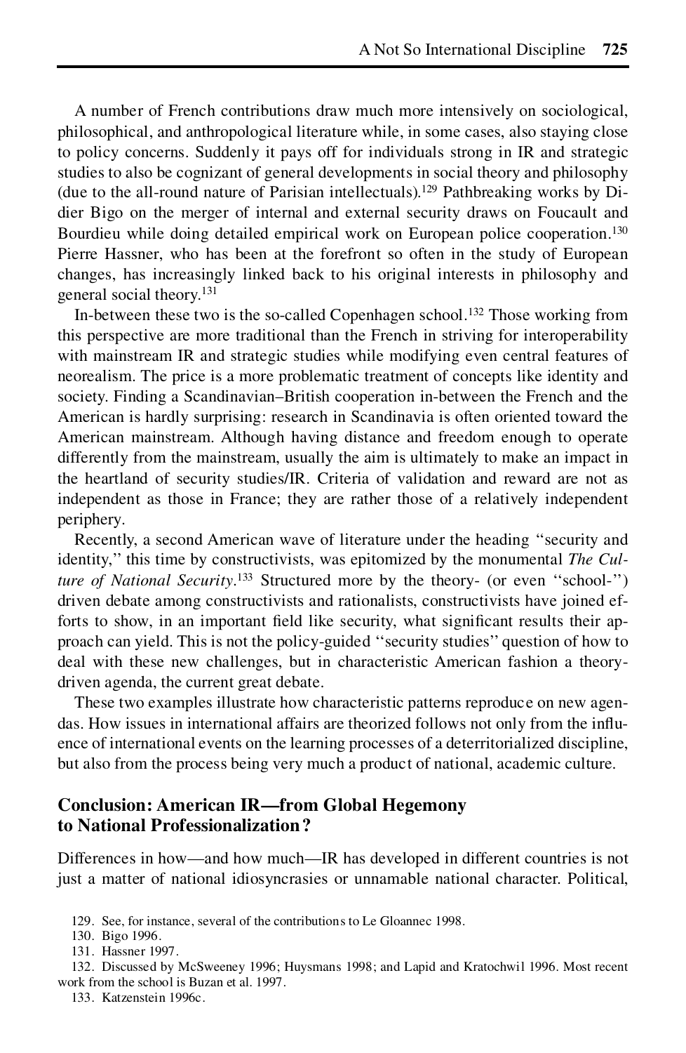A number of French contributions draw much more intensively on sociological, philosophical, and anthropological literature while, in some cases, also staying close to policy concerns. Suddenly it pays off for individuals strong in IR and strategic studies to also be cognizant of general developments in social theory and philosophy (due to the all-round nature of Parisian intellectuals).[129] Pathbreaking works by Didier Bigo on the merger of internal and external security draws on Foucault and Bourdieu while doing detailed empirical work on European police cooperation.[130] Pierre Hassner, who has been at the forefront so often in the study of European changes, has increasingly linked back to his original interests in philosophy and general social theory.[131]

In-between these two is the so-called Copenhagen school.[132] Those working from this perspective are more traditional than the French in striving for interoperability with mainstream IR and strategic studies while modifying even central features of neorealism. The price is a more problematic treatment of concepts like identity and society. Finding a Scandinavian–British cooperation in-between the French and the American is hardly surprising: research in Scandinavia is often oriented toward the American mainstream. Although having distance and freedom enough to operate differently from the mainstream, usually the aim is ultimately to make an impact in the heartland of security studies/IR. Criteria of validation and reward are not as independent as those in France; they are rather those of a relatively independent periphery.

Recently, a second American wave of literature under the heading "security and identity," this time by constructivists, was epitomized by the monumental *The Culture of National Security*.[133] Structured more by the theory- (or even "school-") driven debate among constructivists and rationalists, constructivists have joined efforts to show, in an important field like security, what significant results their approach can yield. This is not the policy-guided "security studies" question of how to deal with these new challenges, but in characteristic American fashion a theory-driven agenda, the current great debate.

These two examples illustrate how characteristic patterns reproduce on new agendas. How issues in international affairs are theorized follows not only from the influence of international events on the learning processes of a deterritorialized discipline, but also from the process being very much a product of national, academic culture.

## Conclusion: American IR—from Global Hegemony to National Professionalization?

Differences in how—and how much—IR has developed in different countries is not just a matter of national idiosyncrasies or unnamable national character. Political,

129. See, for instance, several of the contributions to Le Gloannec 1998.

130. Bigo 1996.

131. Hassner 1997.

132. Discussed by McSweeney 1996; Huysmans 1998; and Lapid and Kratochwil 1996. Most recent work from the school is Buzan et al. 1997.

133. Katzenstein 1996c.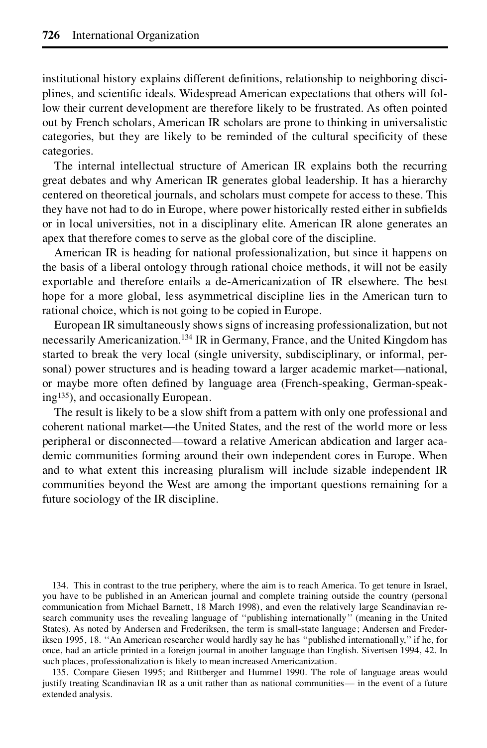institutional history explains different definitions, relationship to neighboring disciplines, and scientific ideals. Widespread American expectations that others will follow their current development are therefore likely to be frustrated. As often pointed out by French scholars, American IR scholars are prone to thinking in universalistic categories, but they are likely to be reminded of the cultural specificity of these categories.

The internal intellectual structure of American IR explains both the recurring great debates and why American IR generates global leadership. It has a hierarchy centered on theoretical journals, and scholars must compete for access to these. This they have not had to do in Europe, where power historically rested either in subfields or in local universities, not in a disciplinary elite. American IR alone generates an apex that therefore comes to serve as the global core of the discipline.

American IR is heading for national professionalization, but since it happens on the basis of a liberal ontology through rational choice methods, it will not be easily exportable and therefore entails a de-Americanization of IR elsewhere. The best hope for a more global, less asymmetrical discipline lies in the American turn to rational choice, which is not going to be copied in Europe.

European IR simultaneously shows signs of increasing professionalization, but not necessarily Americanization.[134] IR in Germany, France, and the United Kingdom has started to break the very local (single university, subdisciplinary, or informal, personal) power structures and is heading toward a larger academic market—national, or maybe more often defined by language area (French-speaking, German-speaking[135]), and occasionally European.

The result is likely to be a slow shift from a pattern with only one professional and coherent national market—the United States, and the rest of the world more or less peripheral or disconnected—toward a relative American abdication and larger academic communities forming around their own independent cores in Europe. When and to what extent this increasing pluralism will include sizable independent IR communities beyond the West are among the important questions remaining for a future sociology of the IR discipline.

134. This in contrast to the true periphery, where the aim is to reach America. To get tenure in Israel, you have to be published in an American journal and complete training outside the country (personal communication from Michael Barnett, 18 March 1998), and even the relatively large Scandinavian research community uses the revealing language of "publishing internationally" (meaning in the United States). As noted by Andersen and Frederiksen, the term is small-state language; Andersen and Frederiksen 1995, 18. "An American researcher would hardly say he has "published internationally," if he, for once, had an article printed in a foreign journal in another language than English. Sivertsen 1994, 42. In such places, professionalization is likely to mean increased Americanization.

135. Compare Giesen 1995; and Rittberger and Hummel 1990. The role of language areas would justify treating Scandinavian IR as a unit rather than as national communities— in the event of a future extended analysis.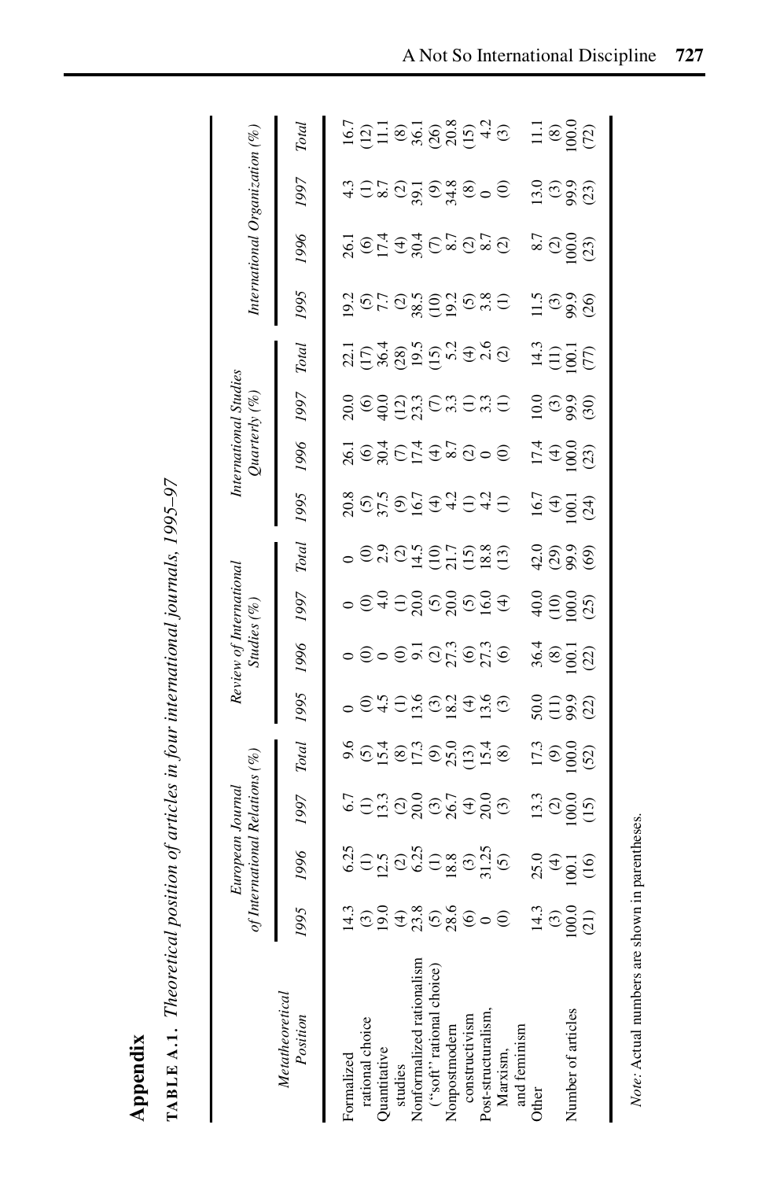## Appendix

**TABLE A.1.** *Theoretical position of articles in four international journals, 1995–97*

| Metatheoretical Position | European Journal of International Relations (%) | | | | Review of International Studies (%) | | | | International Studies Quarterly (%) | | | | International Organization (%) | | | |
|---|---|---|---|---|---|---|---|---|---|---|---|---|---|---|---|---|
| | 1995 | 1996 | 1997 | Total | 1995 | 1996 | 1997 | Total | 1995 | 1996 | 1997 | Total | 1995 | 1996 | 1997 | Total |
| Formalized rational choice | 14.3 (3) | 6.25 (1) | 6.7 (1) | 9.6 (5) | 0 (0) | 0 (0) | 0 (0) | 0 (0) | 20.8 (5) | 26.1 (6) | 20.0 (6) | 22.1 (17) | 19.2 (5) | 26.1 (6) | 4.3 (1) | 16.7 (12) |
| Quantitative studies | 19.0 (4) | 12.5 (2) | 13.3 (2) | 15.4 (8) | 4.5 (1) | 0 (0) | 4.0 (1) | 2.9 (2) | 37.5 (9) | 30.4 (7) | 40.0 (12) | 36.4 (28) | 7.7 (2) | 17.4 (4) | 8.7 (2) | 11.1 (8) |
| Nonformalized rationalism ("soft" rational choice) | 23.8 (5) | 6.25 (1) | 20.0 (3) | 17.3 (9) | 13.6 (3) | 9.1 (2) | 20.0 (5) | 14.5 (10) | 16.7 (4) | 17.4 (4) | 23.3 (7) | 19.5 (15) | 38.5 (10) | 30.4 (7) | 39.1 (9) | 36.1 (26) |
| Nonpostmodern constructivism | 28.6 (6) | 18.8 (3) | 26.7 (4) | 25.0 (13) | 18.2 (4) | 27.3 (6) | 20.0 (5) | 21.7 (15) | 4.2 (1) | 8.7 (2) | 3.3 (1) | 5.2 (4) | 19.2 (5) | 8.7 (2) | 34.8 (8) | 20.8 (15) |
| Post-structuralism, Marxism, and feminism | 0 (0) | 31.25 (5) | 20.0 (3) | 15.4 (8) | 13.6 (3) | 27.3 (6) | 16.0 (4) | 18.8 (13) | 4.2 (1) | 0 (0) | 3.3 (1) | 2.6 (2) | 3.8 (1) | 8.7 (2) | 0 (0) | 4.2 (3) |
| Other | 14.3 (3) | 25.0 (4) | 13.3 (2) | 17.3 (9) | 50.0 (11) | 36.4 (8) | 40.0 (10) | 42.0 (29) | 16.7 (4) | 17.4 (4) | 10.0 (3) | 14.3 (11) | 11.5 (3) | 8.7 (2) | 13.0 (3) | 11.1 (8) |
| Number of articles | 100.0 (21) | 100.1 (16) | 100.0 (15) | 100.0 (52) | 99.9 (22) | 100.1 (22) | 100.0 (25) | 99.9 (69) | 100.1 (24) | 100.0 (23) | 99.9 (30) | 100.1 (77) | 99.9 (26) | 100.0 (23) | 99.9 (23) | 100.0 (72) |

*Note:* Actual numbers are shown in parentheses.